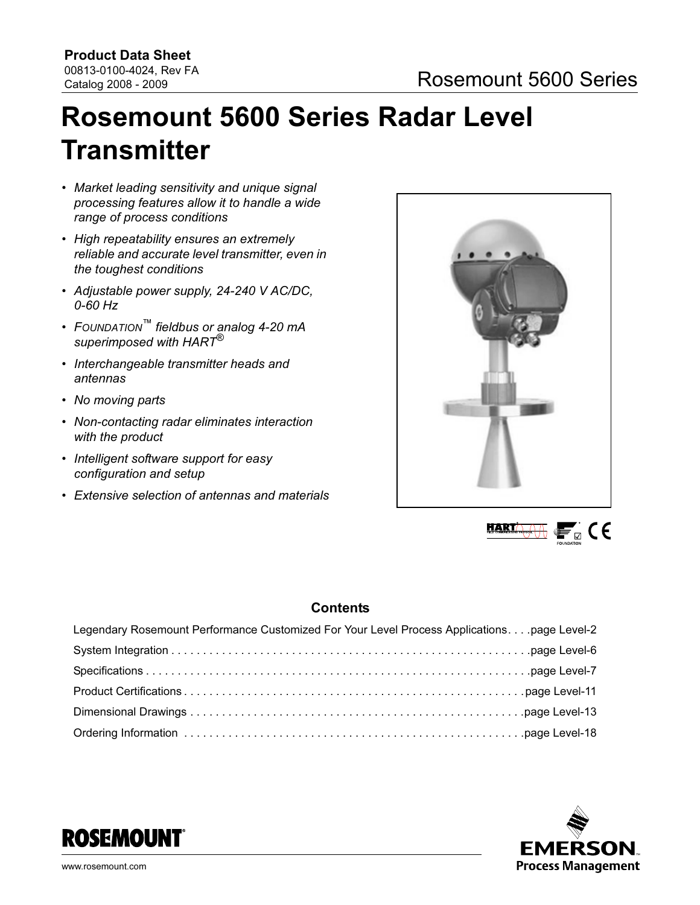**Product Data Sheet**
00813-0100-4024, Rev FA
Catalog 2008 - 2009

# Rosemount 5600 Series Radar Level Transmitter

- *Market leading sensitivity and unique signal processing features allow it to handle a wide range of process conditions*
- *High repeatability ensures an extremely reliable and accurate level transmitter, even in the toughest conditions*
- *Adjustable power supply, 24-240 V AC/DC, 0-60 Hz*
- *FOUNDATION™ fieldbus or analog 4-20 mA superimposed with HART®*
- *Interchangeable transmitter heads and antennas*
- *No moving parts*
- *Non-contacting radar eliminates interaction with the product*
- *Intelligent software support for easy configuration and setup*
- *Extensive selection of antennas and materials*

## Contents

| | |
|---|---|
| Legendary Rosemount Performance Customized For Your Level Process Applications | page Level-2 |
| System Integration | page Level-6 |
| Specifications | page Level-7 |
| Product Certifications | page Level-11 |
| Dimensional Drawings | page Level-13 |
| Ordering Information | page Level-18 |

www.rosemount.com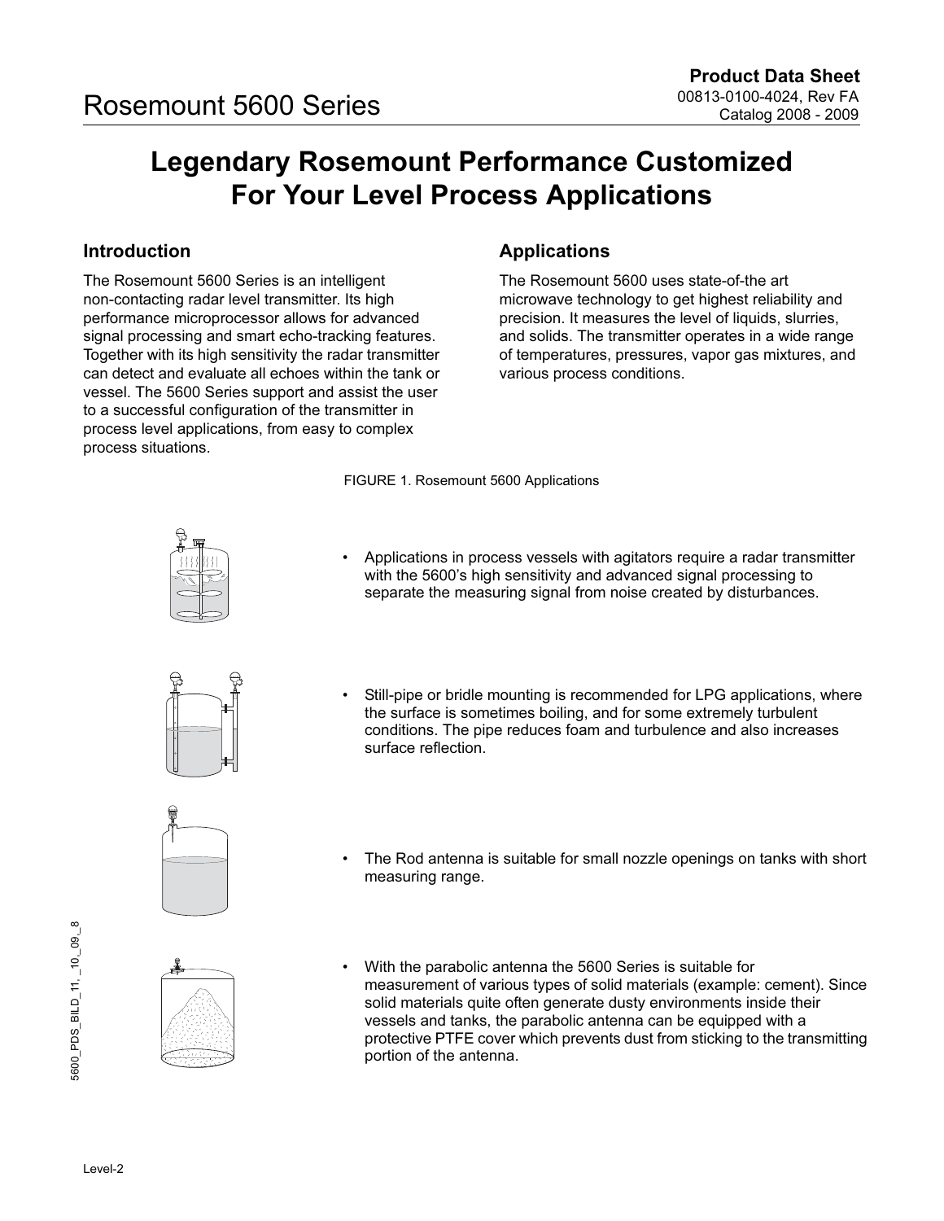# Legendary Rosemount Performance Customized For Your Level Process Applications

## Introduction

The Rosemount 5600 Series is an intelligent non-contacting radar level transmitter. Its high performance microprocessor allows for advanced signal processing and smart echo-tracking features. Together with its high sensitivity the radar transmitter can detect and evaluate all echoes within the tank or vessel. The 5600 Series support and assist the user to a successful configuration of the transmitter in process level applications, from easy to complex process situations.

## Applications

The Rosemount 5600 uses state-of-the art microwave technology to get highest reliability and precision. It measures the level of liquids, slurries, and solids. The transmitter operates in a wide range of temperatures, pressures, vapor gas mixtures, and various process conditions.

FIGURE 1. Rosemount 5600 Applications

- Applications in process vessels with agitators require a radar transmitter with the 5600's high sensitivity and advanced signal processing to separate the measuring signal from noise created by disturbances.
- Still-pipe or bridle mounting is recommended for LPG applications, where the surface is sometimes boiling, and for some extremely turbulent conditions. The pipe reduces foam and turbulence and also increases surface reflection.
- The Rod antenna is suitable for small nozzle openings on tanks with short measuring range.
- With the parabolic antenna the 5600 Series is suitable for measurement of various types of solid materials (example: cement). Since solid materials quite often generate dusty environments inside their vessels and tanks, the parabolic antenna can be equipped with a protective PTFE cover which prevents dust from sticking to the transmitting portion of the antenna.

5600_PDS_BILD_11, _10,_09,_8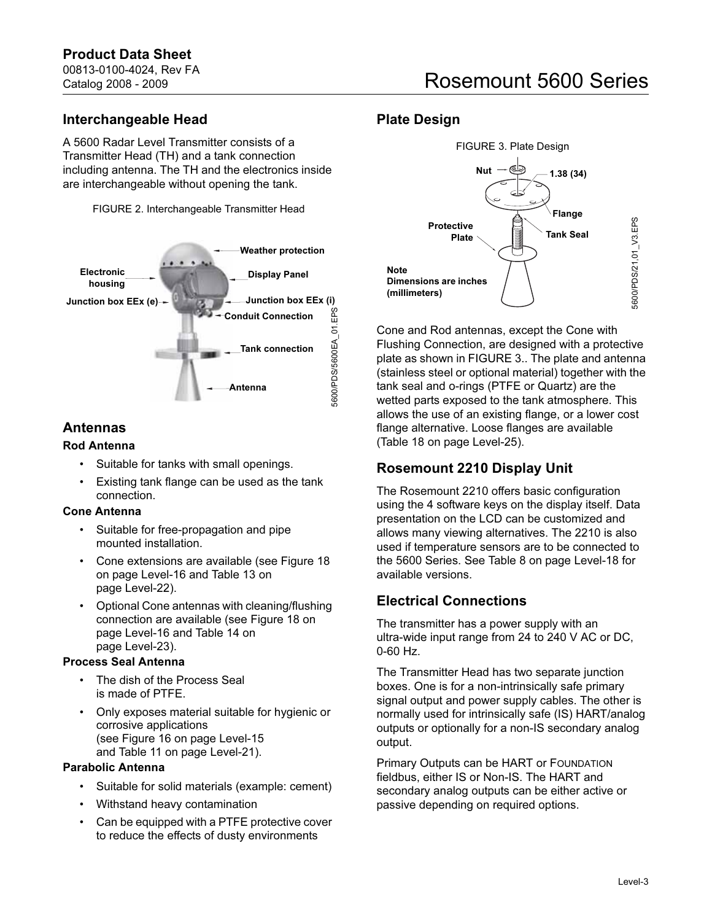## Interchangeable Head

A 5600 Radar Level Transmitter consists of a Transmitter Head (TH) and a tank connection including antenna. The TH and the electronics inside are interchangeable without opening the tank.

FIGURE 2. Interchangeable Transmitter Head

Weather protection
Electronic housing
Display Panel
Junction box EEx (e)
Junction box EEx (i)
Conduit Connection
Tank connection
Antenna
5600/PDS/5600EA_01.EPS

## Antennas

### Rod Antenna

- Suitable for tanks with small openings.
- Existing tank flange can be used as the tank connection.

### Cone Antenna

- Suitable for free-propagation and pipe mounted installation.
- Cone extensions are available (see Figure 18 on page Level-16 and Table 13 on page Level-22).
- Optional Cone antennas with cleaning/flushing connection are available (see Figure 18 on page Level-16 and Table 14 on page Level-23).

### Process Seal Antenna

- The dish of the Process Seal is made of PTFE.
- Only exposes material suitable for hygienic or corrosive applications (see Figure 16 on page Level-15 and Table 11 on page Level-21).

### Parabolic Antenna

- Suitable for solid materials (example: cement)
- Withstand heavy contamination
- Can be equipped with a PTFE protective cover to reduce the effects of dusty environments

## Plate Design

FIGURE 3. Plate Design

Nut
1.38 (34)
Flange
Protective Plate
Tank Seal
Note
Dimensions are inches (millimeters)
5600/PDS/21,01_V3.EPS

Cone and Rod antennas, except the Cone with Flushing Connection, are designed with a protective plate as shown in FIGURE 3.. The plate and antenna (stainless steel or optional material) together with the tank seal and o-rings (PTFE or Quartz) are the wetted parts exposed to the tank atmosphere. This allows the use of an existing flange, or a lower cost flange alternative. Loose flanges are available (Table 18 on page Level-25).

## Rosemount 2210 Display Unit

The Rosemount 2210 offers basic configuration using the 4 software keys on the display itself. Data presentation on the LCD can be customized and allows many viewing alternatives. The 2210 is also used if temperature sensors are to be connected to the 5600 Series. See Table 8 on page Level-18 for available versions.

## Electrical Connections

The transmitter has a power supply with an ultra-wide input range from 24 to 240 V AC or DC, 0-60 Hz.

The Transmitter Head has two separate junction boxes. One is for a non-intrinsically safe primary signal output and power supply cables. The other is normally used for intrinsically safe (IS) HART/analog outputs or optionally for a non-IS secondary analog output.

Primary Outputs can be HART or FOUNDATION fieldbus, either IS or Non-IS. The HART and secondary analog outputs can be either active or passive depending on required options.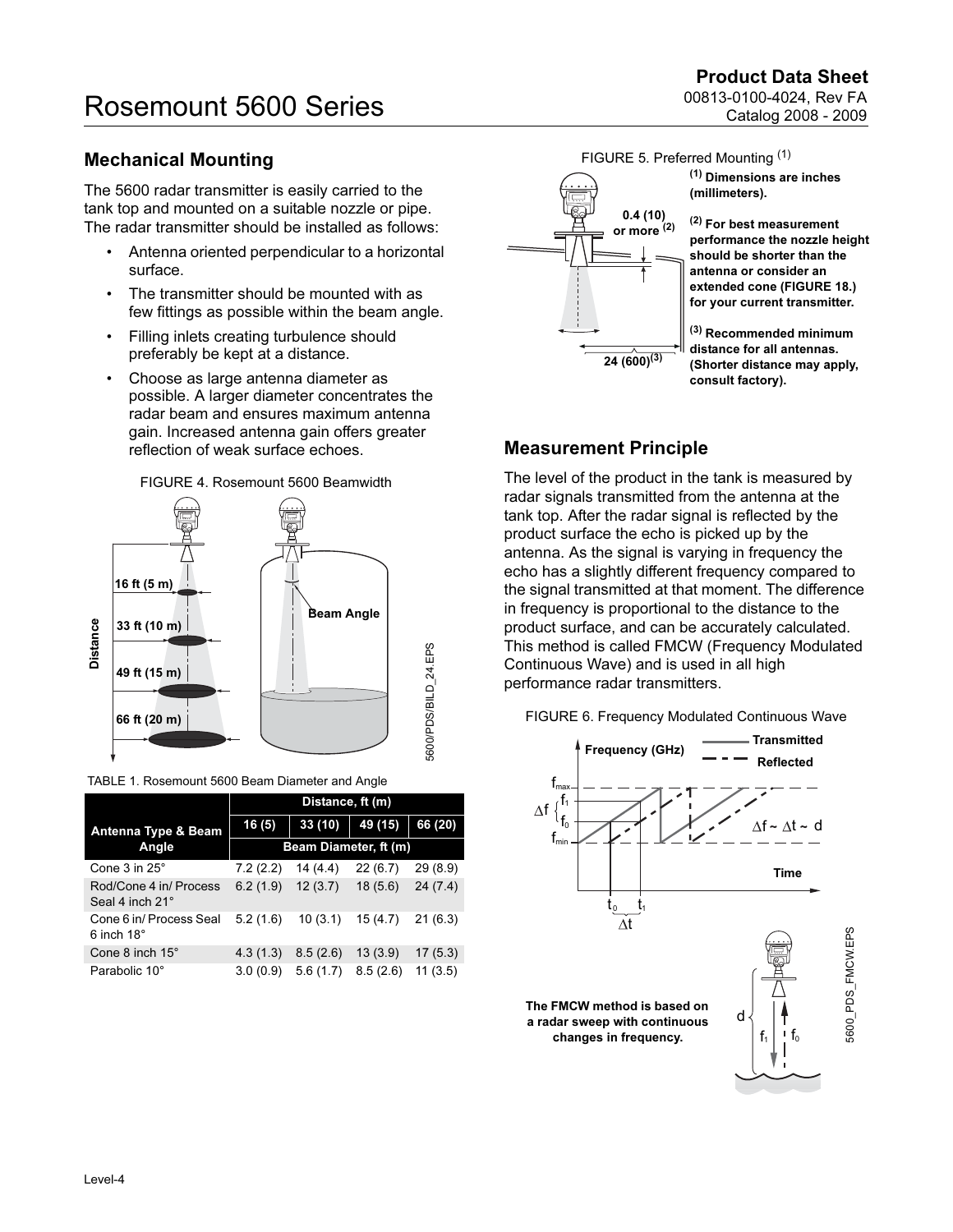## Mechanical Mounting

The 5600 radar transmitter is easily carried to the tank top and mounted on a suitable nozzle or pipe. The radar transmitter should be installed as follows:

- Antenna oriented perpendicular to a horizontal surface.
- The transmitter should be mounted with as few fittings as possible within the beam angle.
- Filling inlets creating turbulence should preferably be kept at a distance.
- Choose as large antenna diameter as possible. A larger diameter concentrates the radar beam and ensures maximum antenna gain. Increased antenna gain offers greater reflection of weak surface echoes.

FIGURE 4. Rosemount 5600 Beamwidth

Distance

16 ft (5 m)

33 ft (10 m)

49 ft (15 m)

66 ft (20 m)

Beam Angle

5600/PDS/BILD_24.EPS

TABLE 1. Rosemount 5600 Beam Diameter and Angle

| Antenna Type & Beam Angle | Distance, ft (m) | | | |
|---|---|---|---|---|
| | 16 (5) | 33 (10) | 49 (15) | 66 (20) |
| | Beam Diameter, ft (m) | | | |
| Cone 3 in 25° | 7.2 (2.2) | 14 (4.4) | 22 (6.7) | 29 (8.9) |
| Rod/Cone 4 in/ Process Seal 4 inch 21° | 6.2 (1.9) | 12 (3.7) | 18 (5.6) | 24 (7.4) |
| Cone 6 in/ Process Seal 6 inch 18° | 5.2 (1.6) | 10 (3.1) | 15 (4.7) | 21 (6.3) |
| Cone 8 inch 15° | 4.3 (1.3) | 8.5 (2.6) | 13 (3.9) | 17 (5.3) |
| Parabolic 10° | 3.0 (0.9) | 5.6 (1.7) | 8.5 (2.6) | 11 (3.5) |

FIGURE 5. Preferred Mounting (1)

0.4 (10) or more (2)

24 (600)(3)

**(1) Dimensions are inches (millimeters).**

**(2) For best measurement performance the nozzle height should be shorter than the antenna or consider an extended cone (FIGURE 18.) for your current transmitter.**

**(3) Recommended minimum distance for all antennas. (Shorter distance may apply, consult factory).**

## Measurement Principle

The level of the product in the tank is measured by radar signals transmitted from the antenna at the tank top. After the radar signal is reflected by the product surface the echo is picked up by the antenna. As the signal is varying in frequency the echo has a slightly different frequency compared to the signal transmitted at that moment. The difference in frequency is proportional to the distance to the product surface, and can be accurately calculated. This method is called FMCW (Frequency Modulated Continuous Wave) and is used in all high performance radar transmitters.

FIGURE 6. Frequency Modulated Continuous Wave

Frequency (GHz)

Transmitted

Reflected

$f_{max}$

$f_1$

$\Delta f$

$f_0$

$f_{min}$

$\Delta f \sim \Delta t \sim d$

Time

$t_0$ $t_1$

$\Delta t$

**The FMCW method is based on a radar sweep with continuous changes in frequency.**

d

$f_1$ $f_0$

5600_PDS_FMCW.EPS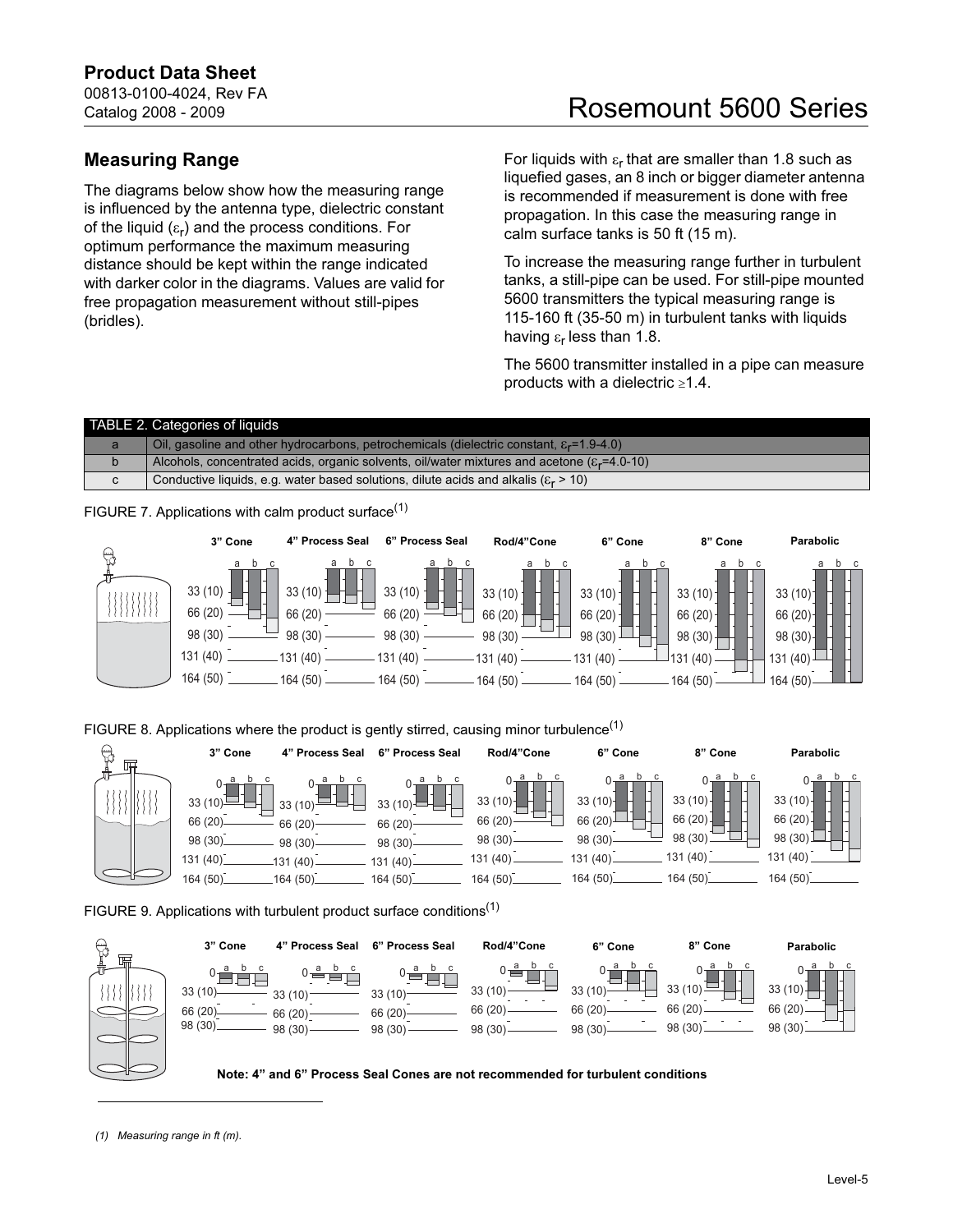## Measuring Range

The diagrams below show how the measuring range is influenced by the antenna type, dielectric constant of the liquid ($\varepsilon_r$) and the process conditions. For optimum performance the maximum measuring distance should be kept within the range indicated with darker color in the diagrams. Values are valid for free propagation measurement without still-pipes (bridles).

For liquids with $\varepsilon_r$ that are smaller than 1.8 such as liquefied gases, an 8 inch or bigger diameter antenna is recommended if measurement is done with free propagation. In this case the measuring range in calm surface tanks is 50 ft (15 m).

To increase the measuring range further in turbulent tanks, a still-pipe can be used. For still-pipe mounted 5600 transmitters the typical measuring range is 115-160 ft (35-50 m) in turbulent tanks with liquids having $\varepsilon_r$ less than 1.8.

The 5600 transmitter installed in a pipe can measure products with a dielectric $\geq$1.4.

| TABLE 2. Categories of liquids | |
|---|---|
| a | Oil, gasoline and other hydrocarbons, petrochemicals (dielectric constant, $\varepsilon_r$=1.9-4.0) |
| b | Alcohols, concentrated acids, organic solvents, oil/water mixtures and acetone ($\varepsilon_r$=4.0-10) |
| c | Conductive liquids, e.g. water based solutions, dilute acids and alkalis ($\varepsilon_r$ > 10) |

FIGURE 7. Applications with calm product surface[(1)]

3" Cone, 4" Process Seal, 6" Process Seal, Rod/4"Cone, 6" Cone, 8" Cone, Parabolic

a b c

33 (10)
66 (20)
98 (30)
131 (40)
164 (50)

FIGURE 8. Applications where the product is gently stirred, causing minor turbulence[(1)]

3" Cone, 4" Process Seal, 6" Process Seal, Rod/4"Cone, 6" Cone, 8" Cone, Parabolic

a b c

0
33 (10)
66 (20)
98 (30)
131 (40)
164 (50)

FIGURE 9. Applications with turbulent product surface conditions[(1)]

3" Cone, 4" Process Seal, 6" Process Seal, Rod/4"Cone, 6" Cone, 8" Cone, Parabolic

a b c

0
33 (10)
66 (20)
98 (30)

**Note: 4" and 6" Process Seal Cones are not recommended for turbulent conditions**

*(1) Measuring range in ft (m).*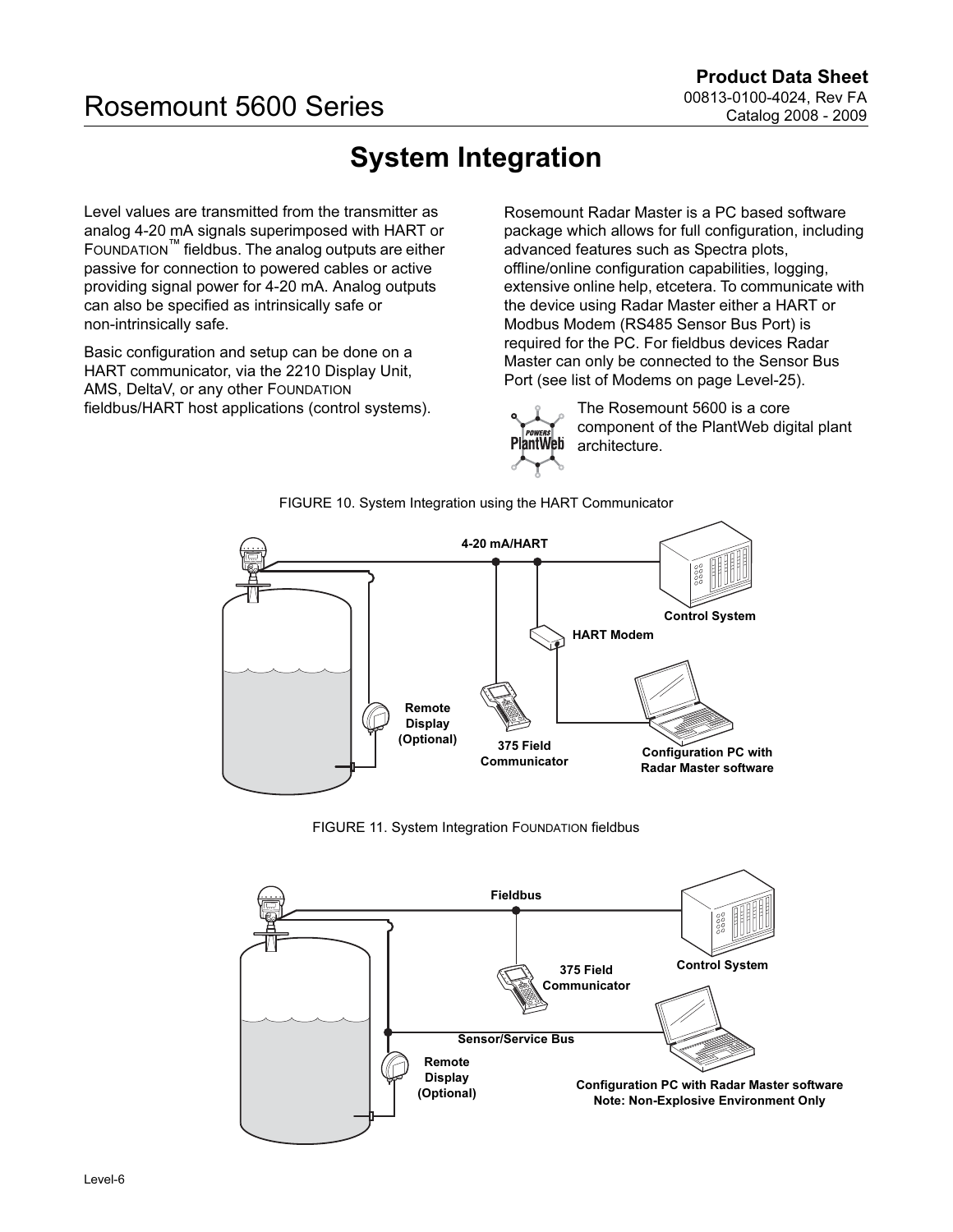# System Integration

Level values are transmitted from the transmitter as analog 4-20 mA signals superimposed with HART or FOUNDATION™ fieldbus. The analog outputs are either passive for connection to powered cables or active providing signal power for 4-20 mA. Analog outputs can also be specified as intrinsically safe or non-intrinsically safe.

Basic configuration and setup can be done on a HART communicator, via the 2210 Display Unit, AMS, DeltaV, or any other FOUNDATION fieldbus/HART host applications (control systems).

Rosemount Radar Master is a PC based software package which allows for full configuration, including advanced features such as Spectra plots, offline/online configuration capabilities, logging, extensive online help, etcetera. To communicate with the device using Radar Master either a HART or Modbus Modem (RS485 Sensor Bus Port) is required for the PC. For fieldbus devices Radar Master can only be connected to the Sensor Bus Port (see list of Modems on page Level-25).

The Rosemount 5600 is a core component of the PlantWeb digital plant architecture.

FIGURE 10. System Integration using the HART Communicator

4-20 mA/HART

Control System

HART Modem

Remote Display (Optional)

375 Field Communicator

Configuration PC with Radar Master software

FIGURE 11. System Integration FOUNDATION fieldbus

Fieldbus

375 Field Communicator

Control System

Sensor/Service Bus

Remote Display (Optional)

Configuration PC with Radar Master software
Note: Non-Explosive Environment Only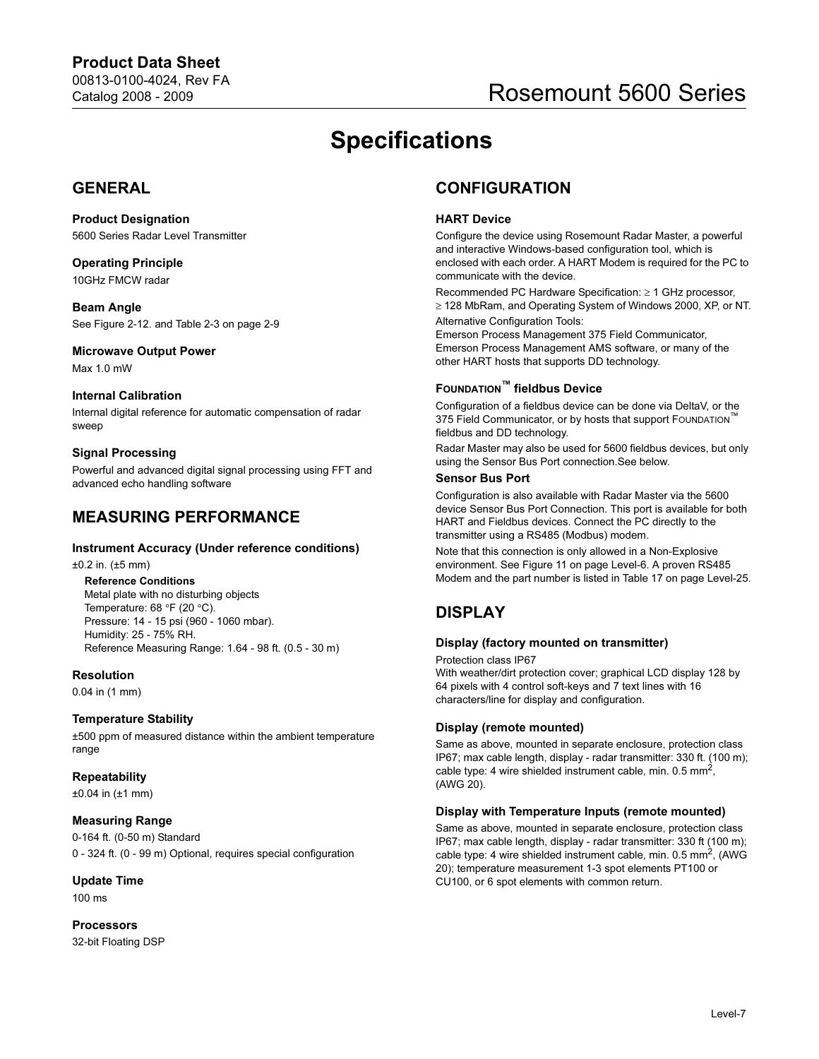# Specifications

## GENERAL

### Product Designation

5600 Series Radar Level Transmitter

### Operating Principle

10GHz FMCW radar

### Beam Angle

See Figure 2-12. and Table 2-3 on page 2-9

### Microwave Output Power

Max 1.0 mW

### Internal Calibration

Internal digital reference for automatic compensation of radar sweep

### Signal Processing

Powerful and advanced digital signal processing using FFT and advanced echo handling software

## MEASURING PERFORMANCE

### Instrument Accuracy (Under reference conditions)

±0.2 in. (±5 mm)

**Reference Conditions**
Metal plate with no disturbing objects
Temperature: 68 °F (20 °C).
Pressure: 14 - 15 psi (960 - 1060 mbar).
Humidity: 25 - 75% RH.
Reference Measuring Range: 1.64 - 98 ft. (0.5 - 30 m)

### Resolution

0.04 in (1 mm)

### Temperature Stability

±500 ppm of measured distance within the ambient temperature range

### Repeatability

±0.04 in (±1 mm)

### Measuring Range

0-164 ft. (0-50 m) Standard
0 - 324 ft. (0 - 99 m) Optional, requires special configuration

### Update Time

100 ms

### Processors

32-bit Floating DSP

## CONFIGURATION

### HART Device

Configure the device using Rosemount Radar Master, a powerful and interactive Windows-based configuration tool, which is enclosed with each order. A HART Modem is required for the PC to communicate with the device.

Recommended PC Hardware Specification: ≥ 1 GHz processor, ≥ 128 MbRam, and Operating System of Windows 2000, XP, or NT.

Alternative Configuration Tools:
Emerson Process Management 375 Field Communicator, Emerson Process Management AMS software, or many of the other HART hosts that supports DD technology.

### FOUNDATION™ fieldbus Device

Configuration of a fieldbus device can be done via DeltaV, or the 375 Field Communicator, or by hosts that support FOUNDATION™ fieldbus and DD technology.

Radar Master may also be used for 5600 fieldbus devices, but only using the Sensor Bus Port connection.See below.

### Sensor Bus Port

Configuration is also available with Radar Master via the 5600 device Sensor Bus Port Connection. This port is available for both HART and Fieldbus devices. Connect the PC directly to the transmitter using a RS485 (Modbus) modem.

Note that this connection is only allowed in a Non-Explosive environment. See Figure 11 on page Level-6. A proven RS485 Modem and the part number is listed in Table 17 on page Level-25.

## DISPLAY

### Display (factory mounted on transmitter)

Protection class IP67
With weather/dirt protection cover; graphical LCD display 128 by 64 pixels with 4 control soft-keys and 7 text lines with 16 characters/line for display and configuration.

### Display (remote mounted)

Same as above, mounted in separate enclosure, protection class IP67; max cable length, display - radar transmitter: 330 ft. (100 m); cable type: 4 wire shielded instrument cable, min. 0.5 mm$^2$, (AWG 20).

### Display with Temperature Inputs (remote mounted)

Same as above, mounted in separate enclosure, protection class IP67; max cable length, display - radar transmitter: 330 ft (100 m); cable type: 4 wire shielded instrument cable, min. 0.5 mm$^2$, (AWG 20); temperature measurement 1-3 spot elements PT100 or CU100, or 6 spot elements with common return.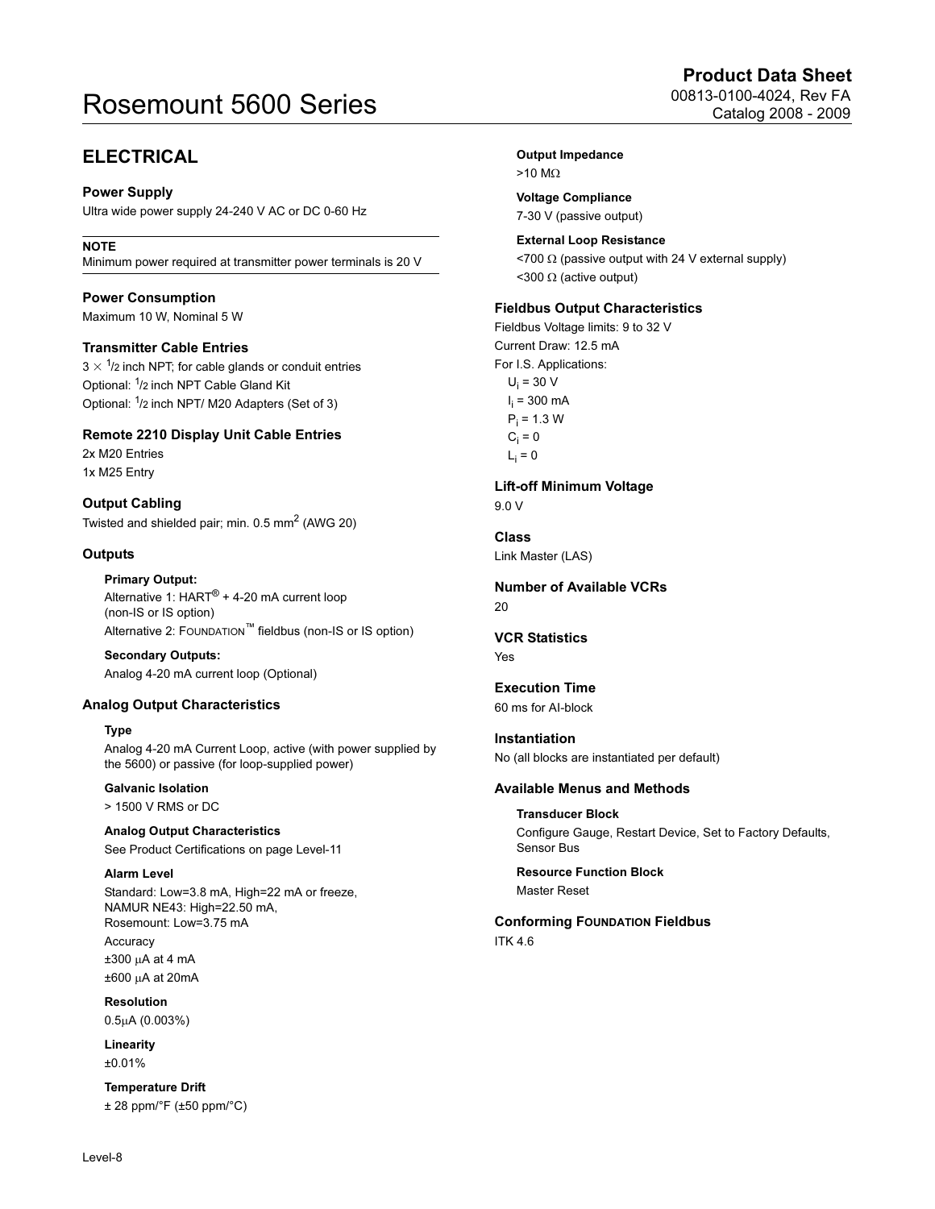## ELECTRICAL

### Power Supply

Ultra wide power supply 24-240 V AC or DC 0-60 Hz

---

**NOTE**

Minimum power required at transmitter power terminals is 20 V

---

### Power Consumption

Maximum 10 W, Nominal 5 W

### Transmitter Cable Entries

3 × 1/2 inch NPT; for cable glands or conduit entries

Optional: 1/2 inch NPT Cable Gland Kit

Optional: 1/2 inch NPT/ M20 Adapters (Set of 3)

### Remote 2210 Display Unit Cable Entries

2x M20 Entries

1x M25 Entry

### Output Cabling

Twisted and shielded pair; min. 0.5 mm$^2$ (AWG 20)

### Outputs

**Primary Output:**

Alternative 1: HART® + 4-20 mA current loop (non-IS or IS option)

Alternative 2: FOUNDATION™ fieldbus (non-IS or IS option)

**Secondary Outputs:**

Analog 4-20 mA current loop (Optional)

### Analog Output Characteristics

**Type**

Analog 4-20 mA Current Loop, active (with power supplied by the 5600) or passive (for loop-supplied power)

**Galvanic Isolation**

> 1500 V RMS or DC

**Analog Output Characteristics**

See Product Certifications on page Level-11

**Alarm Level**

Standard: Low=3.8 mA, High=22 mA or freeze,
NAMUR NE43: High=22.50 mA,
Rosemount: Low=3.75 mA

Accuracy

±300 μA at 4 mA

±600 μA at 20mA

**Resolution**

0.5μA (0.003%)

**Linearity**

±0.01%

**Temperature Drift**

± 28 ppm/°F (±50 ppm/°C)

**Output Impedance**

>10 MΩ

**Voltage Compliance**

7-30 V (passive output)

**External Loop Resistance**

<700 Ω (passive output with 24 V external supply)

<300 Ω (active output)

### Fieldbus Output Characteristics

Fieldbus Voltage limits: 9 to 32 V

Current Draw: 12.5 mA

For I.S. Applications:

- $U_i$ = 30 V
- $I_i$ = 300 mA
- $P_i$ = 1.3 W
- $C_i$ = 0
- $L_i$ = 0

### Lift-off Minimum Voltage

9.0 V

### Class

Link Master (LAS)

### Number of Available VCRs

20

### VCR Statistics

Yes

### Execution Time

60 ms for AI-block

### Instantiation

No (all blocks are instantiated per default)

### Available Menus and Methods

**Transducer Block**

Configure Gauge, Restart Device, Set to Factory Defaults, Sensor Bus

**Resource Function Block**

Master Reset

### Conforming FOUNDATION Fieldbus

ITK 4.6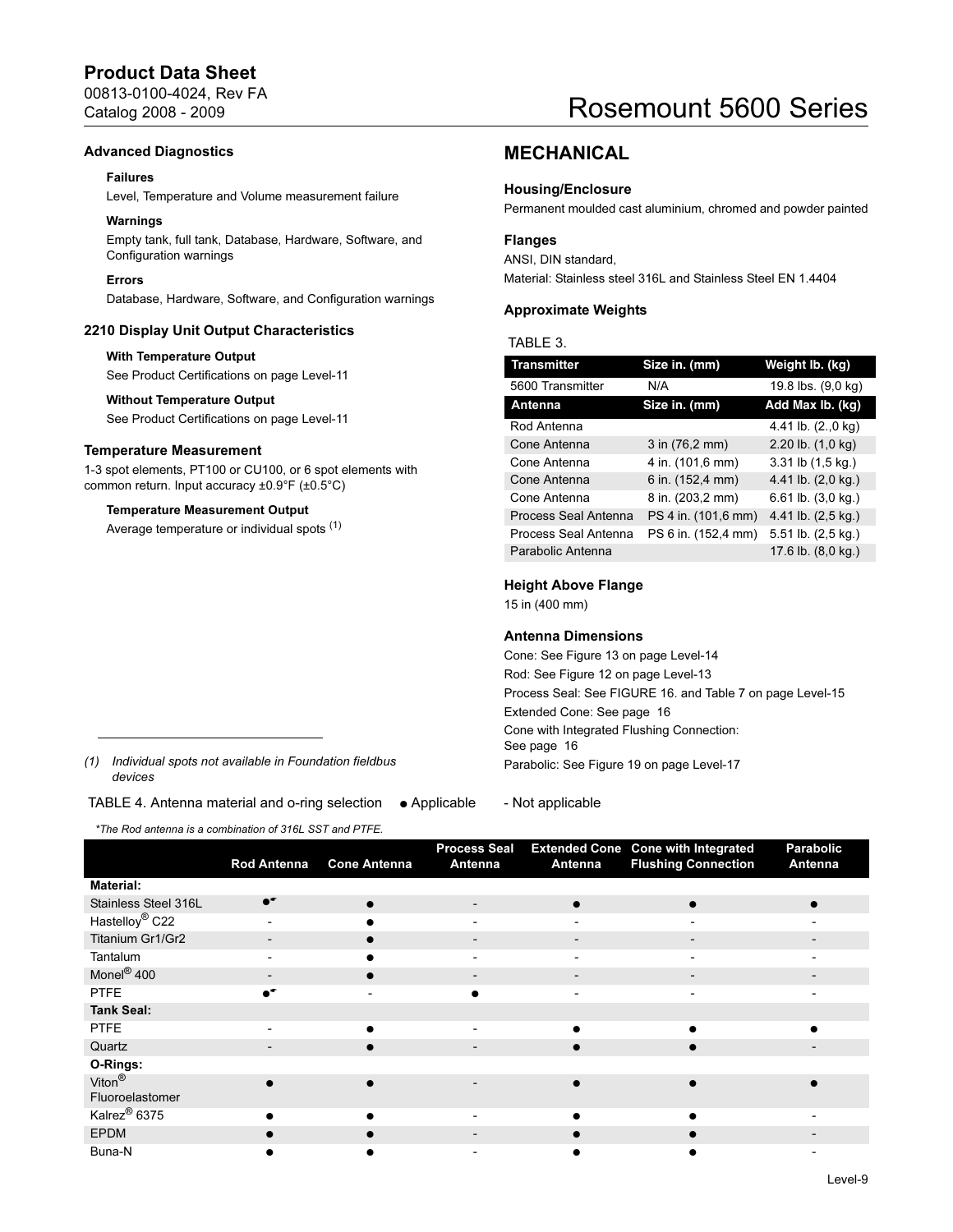### Advanced Diagnostics

**Failures**

Level, Temperature and Volume measurement failure

**Warnings**

Empty tank, full tank, Database, Hardware, Software, and Configuration warnings

**Errors**

Database, Hardware, Software, and Configuration warnings

### 2210 Display Unit Output Characteristics

**With Temperature Output**

See Product Certifications on page Level-11

**Without Temperature Output**

See Product Certifications on page Level-11

### Temperature Measurement

1-3 spot elements, PT100 or CU100, or 6 spot elements with common return. Input accuracy ±0.9°F (±0.5°C)

**Temperature Measurement Output**

Average temperature or individual spots (1)

(1) *Individual spots not available in Foundation fieldbus devices*

## MECHANICAL

### Housing/Enclosure

Permanent moulded cast aluminium, chromed and powder painted

### Flanges

ANSI, DIN standard,

Material: Stainless steel 316L and Stainless Steel EN 1.4404

### Approximate Weights

TABLE 3.

| Transmitter | Size in. (mm) | Weight lb. (kg) |
|---|---|---|
| 5600 Transmitter | N/A | 19.8 lbs. (9,0 kg) |
| **Antenna** | **Size in. (mm)** | **Add Max lb. (kg)** |
| Rod Antenna | | 4.41 lb. (2.,0 kg) |
| Cone Antenna | 3 in (76,2 mm) | 2.20 lb. (1,0 kg) |
| Cone Antenna | 4 in. (101,6 mm) | 3.31 lb (1,5 kg.) |
| Cone Antenna | 6 in. (152,4 mm) | 4.41 lb. (2,0 kg.) |
| Cone Antenna | 8 in. (203,2 mm) | 6.61 lb. (3,0 kg.) |
| Process Seal Antenna | PS 4 in. (101,6 mm) | 4.41 lb. (2,5 kg.) |
| Process Seal Antenna | PS 6 in. (152,4 mm) | 5.51 lb. (2,5 kg.) |
| Parabolic Antenna | | 17.6 lb. (8,0 kg.) |

### Height Above Flange

15 in (400 mm)

### Antenna Dimensions

Cone: See Figure 13 on page Level-14

Rod: See Figure 12 on page Level-13

Process Seal: See FIGURE 16. and Table 7 on page Level-15

Extended Cone: See page 16

Cone with Integrated Flushing Connection: See page 16

Parabolic: See Figure 19 on page Level-17

TABLE 4. Antenna material and o-ring selection ● Applicable - Not applicable

*\*The Rod antenna is a combination of 316L SST and PTFE.*

| | Rod Antenna | Cone Antenna | Process Seal Antenna | Extended Cone Antenna | Cone with Integrated Flushing Connection | Parabolic Antenna |
|---|---|---|---|---|---|---|
| **Material:** | | | | | | |
| Stainless Steel 316L | ●* | ● | - | ● | ● | ● |
| Hastelloy® C22 | - | ● | - | - | - | - |
| Titanium Gr1/Gr2 | - | ● | - | - | - | - |
| Tantalum | - | ● | - | - | - | - |
| Monel® 400 | - | ● | - | - | - | - |
| PTFE | ●* | - | ● | - | - | - |
| **Tank Seal:** | | | | | | |
| PTFE | - | ● | - | ● | ● | ● |
| Quartz | - | ● | - | ● | ● | - |
| **O-Rings:** | | | | | | |
| Viton® Fluoroelastomer | ● | ● | - | ● | ● | ● |
| Kalrez® 6375 | ● | ● | - | ● | ● | - |
| EPDM | ● | ● | - | ● | ● | - |
| Buna-N | ● | ● | - | ● | ● | - |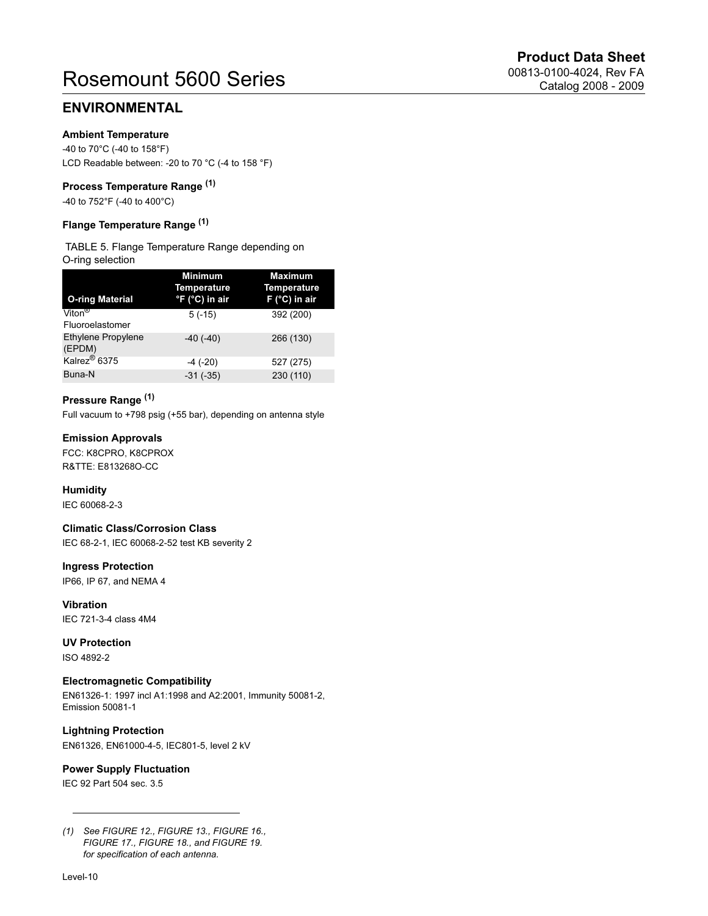## ENVIRONMENTAL

### Ambient Temperature

-40 to 70°C (-40 to 158°F)

LCD Readable between: -20 to 70 °C (-4 to 158 °F)

### Process Temperature Range [(1)]

-40 to 752°F (-40 to 400°C)

### Flange Temperature Range [(1)]

TABLE 5. Flange Temperature Range depending on O-ring selection

| O-ring Material | Minimum Temperature °F (°C) in air | Maximum Temperature F (°C) in air |
|---|---|---|
| Viton® Fluoroelastomer | 5 (-15) | 392 (200) |
| Ethylene Propylene (EPDM) | -40 (-40) | 266 (130) |
| Kalrez® 6375 | -4 (-20) | 527 (275) |
| Buna-N | -31 (-35) | 230 (110) |

### Pressure Range [(1)]

Full vacuum to +798 psig (+55 bar), depending on antenna style

### Emission Approvals

FCC: K8CPRO, K8CPROX

R&TTE: E813268O-CC

### Humidity

IEC 60068-2-3

### Climatic Class/Corrosion Class

IEC 68-2-1, IEC 60068-2-52 test KB severity 2

### Ingress Protection

IP66, IP 67, and NEMA 4

### Vibration

IEC 721-3-4 class 4M4

### UV Protection

ISO 4892-2

### Electromagnetic Compatibility

EN61326-1: 1997 incl A1:1998 and A2:2001, Immunity 50081-2, Emission 50081-1

### Lightning Protection

EN61326, EN61000-4-5, IEC801-5, level 2 kV

### Power Supply Fluctuation

IEC 92 Part 504 sec. 3.5

---

*(1) See FIGURE 12., FIGURE 13., FIGURE 16., FIGURE 17., FIGURE 18., and FIGURE 19. for specification of each antenna.*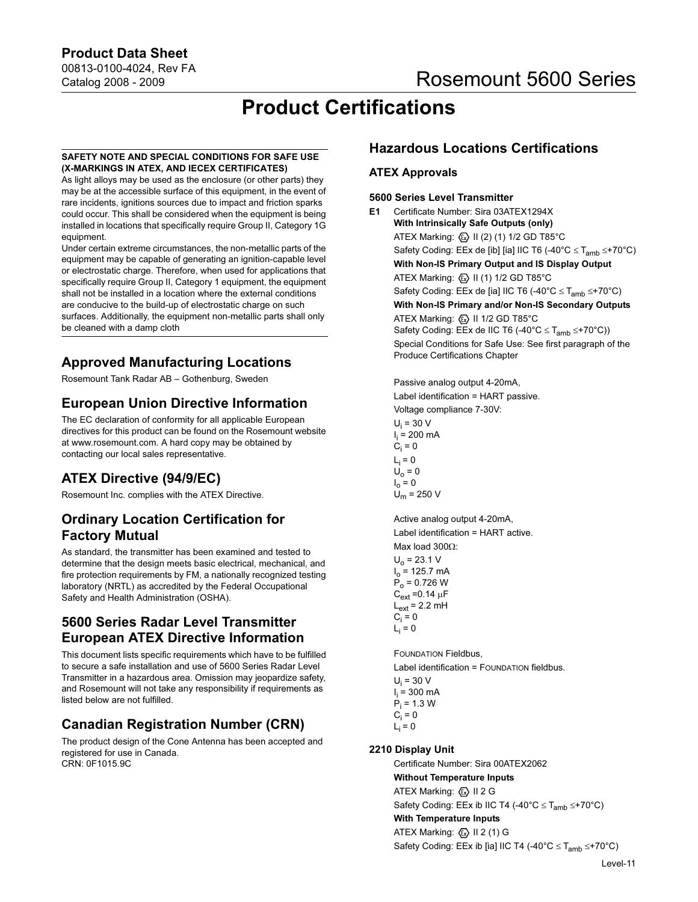# Product Certifications

**SAFETY NOTE AND SPECIAL CONDITIONS FOR SAFE USE (X-MARKINGS IN ATEX, AND IECEX CERTIFICATES)**

As light alloys may be used as the enclosure (or other parts) they may be at the accessible surface of this equipment, in the event of rare incidents, ignitions sources due to impact and friction sparks could occur. This shall be considered when the equipment is being installed in locations that specifically require Group II, Category 1G equipment.

Under certain extreme circumstances, the non-metallic parts of the equipment may be capable of generating an ignition-capable level or electrostatic charge. Therefore, when used for applications that specifically require Group II, Category 1 equipment, the equipment shall not be installed in a location where the external conditions are conducive to the build-up of electrostatic charge on such surfaces. Additionally, the equipment non-metallic parts shall only be cleaned with a damp cloth

## Approved Manufacturing Locations

Rosemount Tank Radar AB – Gothenburg, Sweden

## European Union Directive Information

The EC declaration of conformity for all applicable European directives for this product can be found on the Rosemount website at www.rosemount.com. A hard copy may be obtained by contacting our local sales representative.

## ATEX Directive (94/9/EC)

Rosemount Inc. complies with the ATEX Directive.

## Ordinary Location Certification for Factory Mutual

As standard, the transmitter has been examined and tested to determine that the design meets basic electrical, mechanical, and fire protection requirements by FM, a nationally recognized testing laboratory (NRTL) as accredited by the Federal Occupational Safety and Health Administration (OSHA).

## 5600 Series Radar Level Transmitter European ATEX Directive Information

This document lists specific requirements which have to be fulfilled to secure a safe installation and use of 5600 Series Radar Level Transmitter in a hazardous area. Omission may jeopardize safety, and Rosemount will not take any responsibility if requirements as listed below are not fulfilled.

## Canadian Registration Number (CRN)

The product design of the Cone Antenna has been accepted and registered for use in Canada.
CRN: 0F1015.9C

## Hazardous Locations Certifications

### ATEX Approvals

#### 5600 Series Level Transmitter

**E1** Certificate Number: Sira 03ATEX1294X

**With Intrinsically Safe Outputs (only)**

ATEX Marking: Ex II (2) (1) 1/2 GD T85°C

Safety Coding: EEx de [ib] [ia] IIC T6 (-40°C ≤ $T_{amb}$ ≤+70°C)

**With Non-IS Primary Output and IS Display Output**

ATEX Marking: Ex II (1) 1/2 GD T85°C

Safety Coding: EEx de [ia] IIC T6 (-40°C ≤ $T_{amb}$ ≤+70°C)

**With Non-IS Primary and/or Non-IS Secondary Outputs**

ATEX Marking: Ex II 1/2 GD T85°C

Safety Coding: EEx de IIC T6 (-40°C ≤ $T_{amb}$ ≤+70°C))

Special Conditions for Safe Use: See first paragraph of the Produce Certifications Chapter

Passive analog output 4-20mA,

Label identification = HART passive.

Voltage compliance 7-30V:

$U_i$ = 30 V
$I_i$ = 200 mA
$C_i$ = 0
$L_i$ = 0
$U_o$ = 0
$I_o$ = 0
$U_m$ = 250 V

Active analog output 4-20mA,

Label identification = HART active.

Max load 300Ω:

$U_o$ = 23.1 V
$I_o$ = 125.7 mA
$P_o$ = 0.726 W
$C_{ext}$ =0.14 μF
$L_{ext}$ = 2.2 mH
$C_i$ = 0
$L_i$ = 0

FOUNDATION Fieldbus,

Label identification = FOUNDATION fieldbus.

$U_i$ = 30 V
$I_i$ = 300 mA
$P_i$ = 1.3 W
$C_i$ = 0
$L_i$ = 0

#### 2210 Display Unit

Certificate Number: Sira 00ATEX2062

**Without Temperature Inputs**

ATEX Marking: Ex II 2 G

Safety Coding: EEx ib IIC T4 (-40°C ≤ $T_{amb}$ ≤+70°C)

**With Temperature Inputs**

ATEX Marking: Ex II 2 (1) G

Safety Coding: EEx ib [ia] IIC T4 (-40°C ≤ $T_{amb}$ ≤+70°C)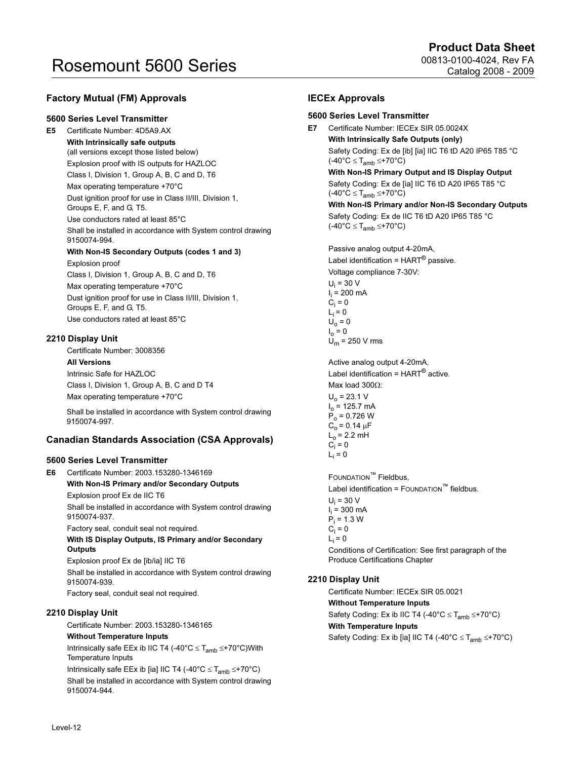## Factory Mutual (FM) Approvals

### 5600 Series Level Transmitter

**E5** Certificate Number: 4D5A9.AX

**With Intrinsically safe outputs**

(all versions except those listed below)

Explosion proof with IS outputs for HAZLOC

Class I, Division 1, Group A, B, C and D, T6

Max operating temperature +70°C

Dust ignition proof for use in Class II/III, Division 1, Groups E, F, and G, T5.

Use conductors rated at least 85°C

Shall be installed in accordance with System control drawing 9150074-994.

**With Non-IS Secondary Outputs (codes 1 and 3)**

Explosion proof

Class I, Division 1, Group A, B, C and D, T6

Max operating temperature +70°C

Dust ignition proof for use in Class II/III, Division 1, Groups E, F, and G, T5.

Use conductors rated at least 85°C

### 2210 Display Unit

Certificate Number: 3008356

**All Versions**

Intrinsic Safe for HAZLOC

Class I, Division 1, Group A, B, C and D T4

Max operating temperature +70°C

Shall be installed in accordance with System control drawing 9150074-997.

## Canadian Standards Association (CSA Approvals)

### 5600 Series Level Transmitter

**E6** Certificate Number: 2003.153280-1346169

**With Non-IS Primary and/or Secondary Outputs**

Explosion proof Ex de IIC T6

Shall be installed in accordance with System control drawing 9150074-937.

Factory seal, conduit seal not required.

**With IS Display Outputs, IS Primary and/or Secondary Outputs**

Explosion proof Ex de [ib/ia] IIC T6

Shall be installed in accordance with System control drawing 9150074-939.

Factory seal, conduit seal not required.

### 2210 Display Unit

Certificate Number: 2003.153280-1346165

**Without Temperature Inputs**

Intrinsically safe EEx ib IIC T4 (-40°C $\leq T_{amb} \leq$+70°C)With Temperature Inputs

Intrinsically safe EEx ib [ia] IIC T4 (-40°C $\leq T_{amb} \leq$+70°C)

Shall be installed in accordance with System control drawing 9150074-944.

## IECEx Approvals

### 5600 Series Level Transmitter

**E7** Certificate Number: IECEx SIR 05.0024X

**With Intrinsically Safe Outputs (only)**

Safety Coding: Ex de [ib] [ia] IIC T6 tD A20 IP65 T85 °C (-40°C $\leq T_{amb} \leq$+70°C)

**With Non-IS Primary Output and IS Display Output**

Safety Coding: Ex de [ia] IIC T6 tD A20 IP65 T85 °C (-40°C $\leq T_{amb} \leq$+70°C)

**With Non-IS Primary and/or Non-IS Secondary Outputs**

Safety Coding: Ex de IIC T6 tD A20 IP65 T85 °C (-40°C $\leq T_{amb} \leq$+70°C)

Passive analog output 4-20mA,

Label identification = HART® passive.

Voltage compliance 7-30V:

$U_i$ = 30 V
$I_i$ = 200 mA
$C_i$ = 0
$L_i$ = 0
$U_o$ = 0
$I_o$ = 0
$U_m$ = 250 V rms

Active analog output 4-20mA,

Label identification = HART® active.

Max load 300Ω:

$U_o$ = 23.1 V
$I_o$ = 125.7 mA
$P_o$ = 0.726 W
$C_o$ = 0.14 μF
$L_o$ = 2.2 mH
$C_i$ = 0
$L_i$ = 0

FOUNDATION™ Fieldbus,

Label identification = FOUNDATION™ fieldbus.

$U_i$ = 30 V
$I_i$ = 300 mA
$P_i$ = 1.3 W
$C_i$ = 0
$L_i$ = 0

Conditions of Certification: See first paragraph of the Produce Certifications Chapter

### 2210 Display Unit

Certificate Number: IECEx SIR 05.0021

**Without Temperature Inputs**

Safety Coding: Ex ib IIC T4 (-40°C $\leq T_{amb} \leq$+70°C)

**With Temperature Inputs**

Safety Coding: Ex ib [ia] IIC T4 (-40°C $\leq T_{amb} \leq$+70°C)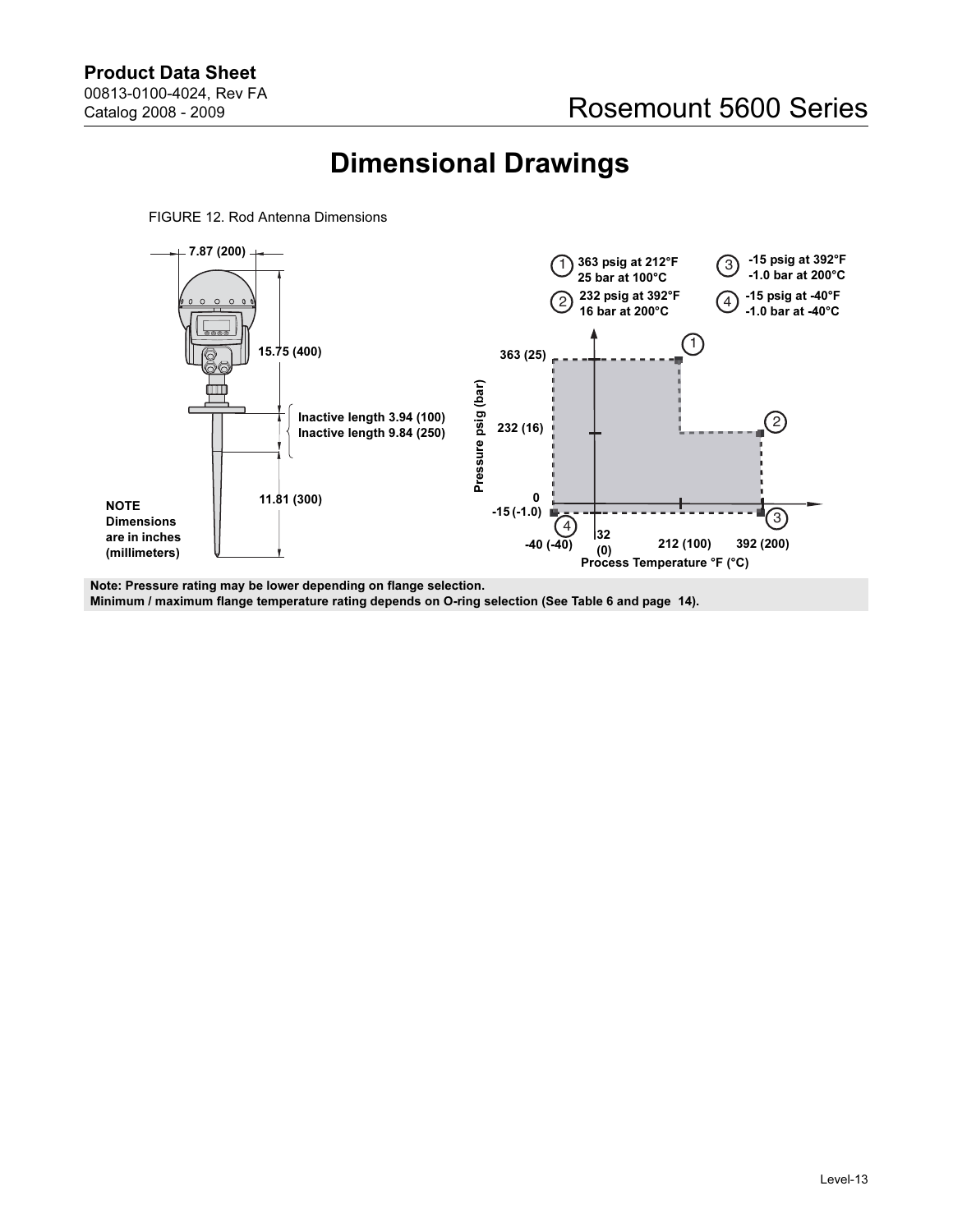# Dimensional Drawings

FIGURE 12. Rod Antenna Dimensions

7.87 (200)

15.75 (400)

Inactive length 3.94 (100)
Inactive length 9.84 (250)

11.81 (300)

NOTE
Dimensions are in inches (millimeters)

1 363 psig at 212°F
25 bar at 100°C

2 232 psig at 392°F
16 bar at 200°C

3 -15 psig at 392°F
-1.0 bar at 200°C

4 -15 psig at -40°F
-1.0 bar at -40°C

Pressure psig (bar)

363 (25)

232 (16)

0

-15 (-1.0)

-40 (-40)

32 (0)

212 (100)

392 (200)

Process Temperature °F (°C)

**Note: Pressure rating may be lower depending on flange selection.**
**Minimum / maximum flange temperature rating depends on O-ring selection (See Table 6 and page 14).**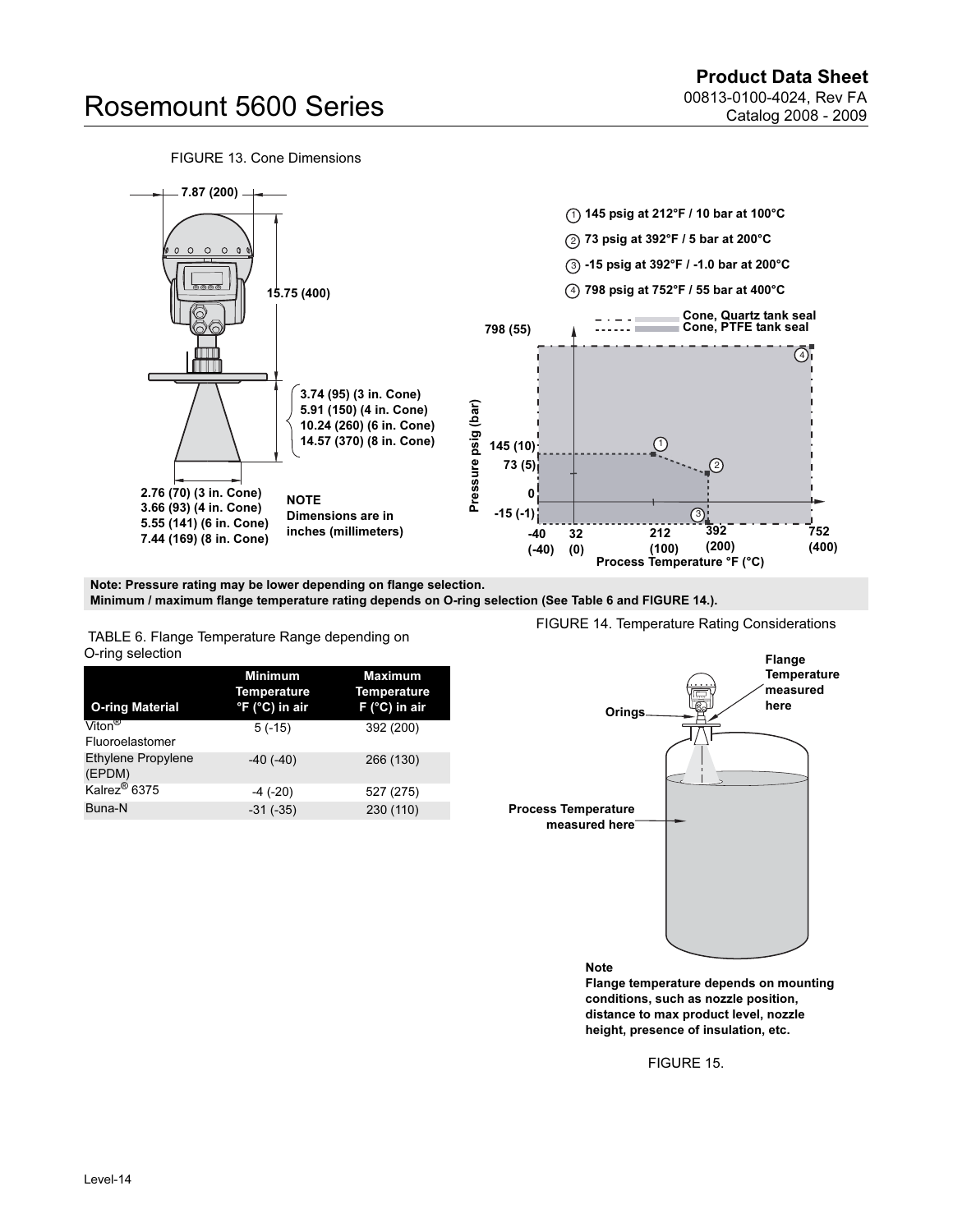FIGURE 13. Cone Dimensions

7.87 (200)

15.75 (400)

3.74 (95) (3 in. Cone)
5.91 (150) (4 in. Cone)
10.24 (260) (6 in. Cone)
14.57 (370) (8 in. Cone)

2.76 (70) (3 in. Cone)
3.66 (93) (4 in. Cone)
5.55 (141) (6 in. Cone)
7.44 (169) (8 in. Cone)

**NOTE**
**Dimensions are in inches (millimeters)**

1. 145 psig at 212°F / 10 bar at 100°C
2. 73 psig at 392°F / 5 bar at 200°C
3. -15 psig at 392°F / -1.0 bar at 200°C
4. 798 psig at 752°F / 55 bar at 400°C

Cone, Quartz tank seal
Cone, PTFE tank seal

Pressure psig (bar): 798 (55), 145 (10), 73 (5), 0, -15 (-1)

Process Temperature °F (°C): -40 (-40), 32 (0), 212 (100), 392 (200), 752 (400)

**Note: Pressure rating may be lower depending on flange selection.**
**Minimum / maximum flange temperature rating depends on O-ring selection (See Table 6 and FIGURE 14.).**

TABLE 6. Flange Temperature Range depending on O-ring selection

| O-ring Material | Minimum Temperature °F (°C) in air | Maximum Temperature F (°C) in air |
|---|---|---|
| Viton® Fluoroelastomer | 5 (-15) | 392 (200) |
| Ethylene Propylene (EPDM) | -40 (-40) | 266 (130) |
| Kalrez® 6375 | -4 (-20) | 527 (275) |
| Buna-N | -31 (-35) | 230 (110) |

FIGURE 14. Temperature Rating Considerations

Flange Temperature measured here

Orings

Process Temperature measured here

**Note**
**Flange temperature depends on mounting conditions, such as nozzle position, distance to max product level, nozzle height, presence of insulation, etc.**

FIGURE 15.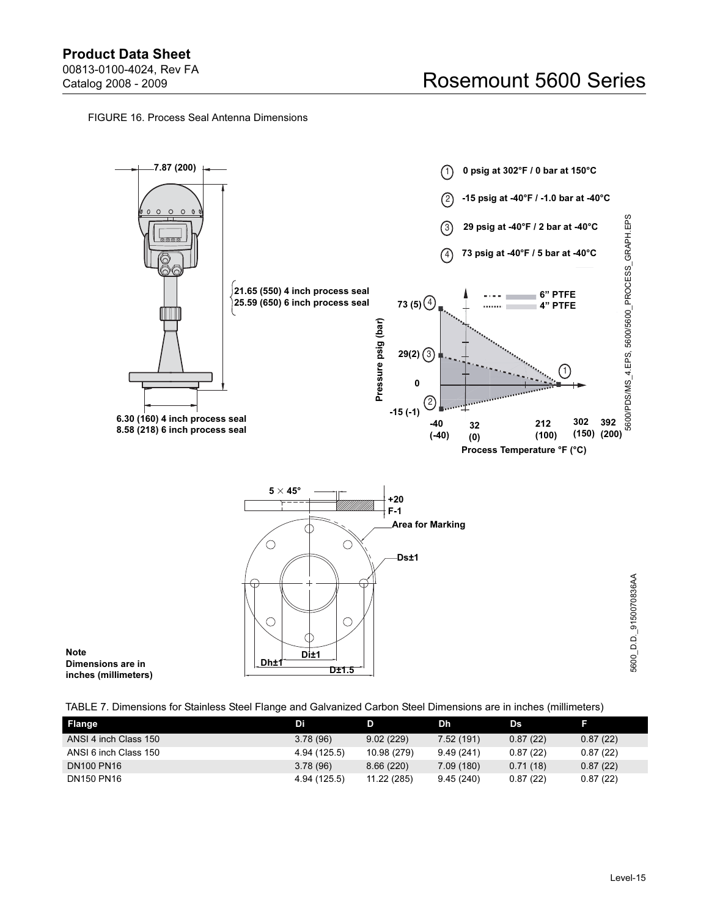FIGURE 16. Process Seal Antenna Dimensions

7.87 (200)

21.65 (550) 4 inch process seal
25.59 (650) 6 inch process seal

6.30 (160) 4 inch process seal
8.58 (218) 6 inch process seal

1. 0 psig at 302°F / 0 bar at 150°C
2. -15 psig at -40°F / -1.0 bar at -40°C
3. 29 psig at -40°F / 2 bar at -40°C
4. 73 psig at -40°F / 5 bar at -40°C

6" PTFE
4" PTFE

Pressure psig (bar): 73 (5), 29(2), 0, -15 (-1)

Process Temperature °F (°C): -40 (-40), 32 (0), 212 (100), 302 (150), 392 (200)

5 × 45°

+20
F-1

Area for Marking

Ds±1

Dh±1

Di±1

D±1.5

**Note**
**Dimensions are in inches (millimeters)**

TABLE 7. Dimensions for Stainless Steel Flange and Galvanized Carbon Steel Dimensions are in inches (millimeters)

| Flange | Di | D | Dh | Ds | F |
|---|---|---|---|---|---|
| ANSI 4 inch Class 150 | 3.78 (96) | 9.02 (229) | 7.52 (191) | 0.87 (22) | 0.87 (22) |
| ANSI 6 inch Class 150 | 4.94 (125.5) | 10.98 (279) | 9.49 (241) | 0.87 (22) | 0.87 (22) |
| DN100 PN16 | 3.78 (96) | 8.66 (220) | 7.09 (180) | 0.71 (18) | 0.87 (22) |
| DN150 PN16 | 4.94 (125.5) | 11.22 (285) | 9.45 (240) | 0.87 (22) | 0.87 (22) |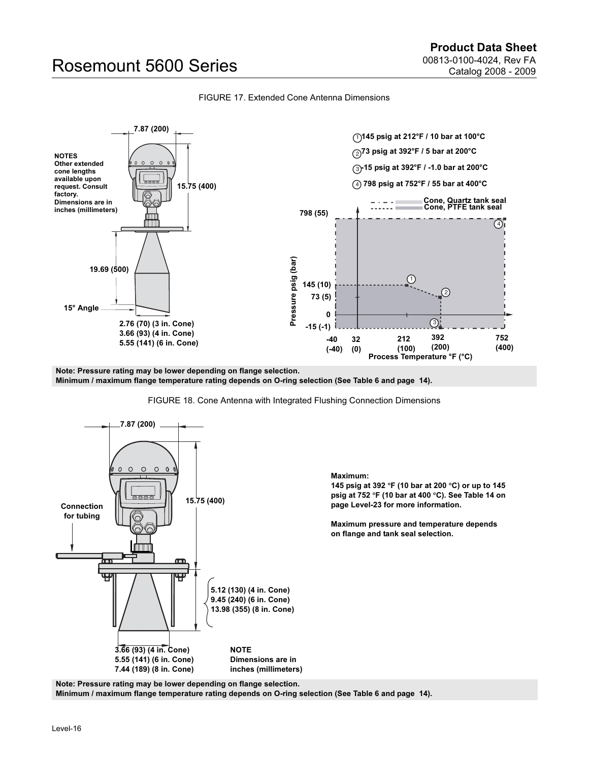FIGURE 17. Extended Cone Antenna Dimensions

7.87 (200)

NOTES
Other extended cone lengths available upon request. Consult factory.
Dimensions are in inches (millimeters)

15.75 (400)

19.69 (500)

15° Angle

2.76 (70) (3 in. Cone)
3.66 (93) (4 in. Cone)
5.55 (141) (6 in. Cone)

1 145 psig at 212°F / 10 bar at 100°C
2 73 psig at 392°F / 5 bar at 200°C
3 -15 psig at 392°F / -1.0 bar at 200°C
4 798 psig at 752°F / 55 bar at 400°C

Cone, Quartz tank seal
Cone, PTFE tank seal

798 (55)
145 (10)
73 (5)
0
-15 (-1)
Pressure psig (bar)

-40 (-40)
32 (0)
212 (100)
392 (200)
752 (400)
Process Temperature °F (°C)

**Note: Pressure rating may be lower depending on flange selection.**
**Minimum / maximum flange temperature rating depends on O-ring selection (See Table 6 and page 14).**

FIGURE 18. Cone Antenna with Integrated Flushing Connection Dimensions

7.87 (200)

Connection for tubing

15.75 (400)

5.12 (130) (4 in. Cone)
9.45 (240) (6 in. Cone)
13.98 (355) (8 in. Cone)

3.66 (93) (4 in. Cone)
5.55 (141) (6 in. Cone)
7.44 (189) (8 in. Cone)

NOTE
Dimensions are in inches (millimeters)

**Maximum:**
**145 psig at 392 °F (10 bar at 200 °C) or up to 145 psig at 752 °F (10 bar at 400 °C). See Table 14 on page Level-23 for more information.**

**Maximum pressure and temperature depends on flange and tank seal selection.**

**Note: Pressure rating may be lower depending on flange selection.**
**Minimum / maximum flange temperature rating depends on O-ring selection (See Table 6 and page 14).**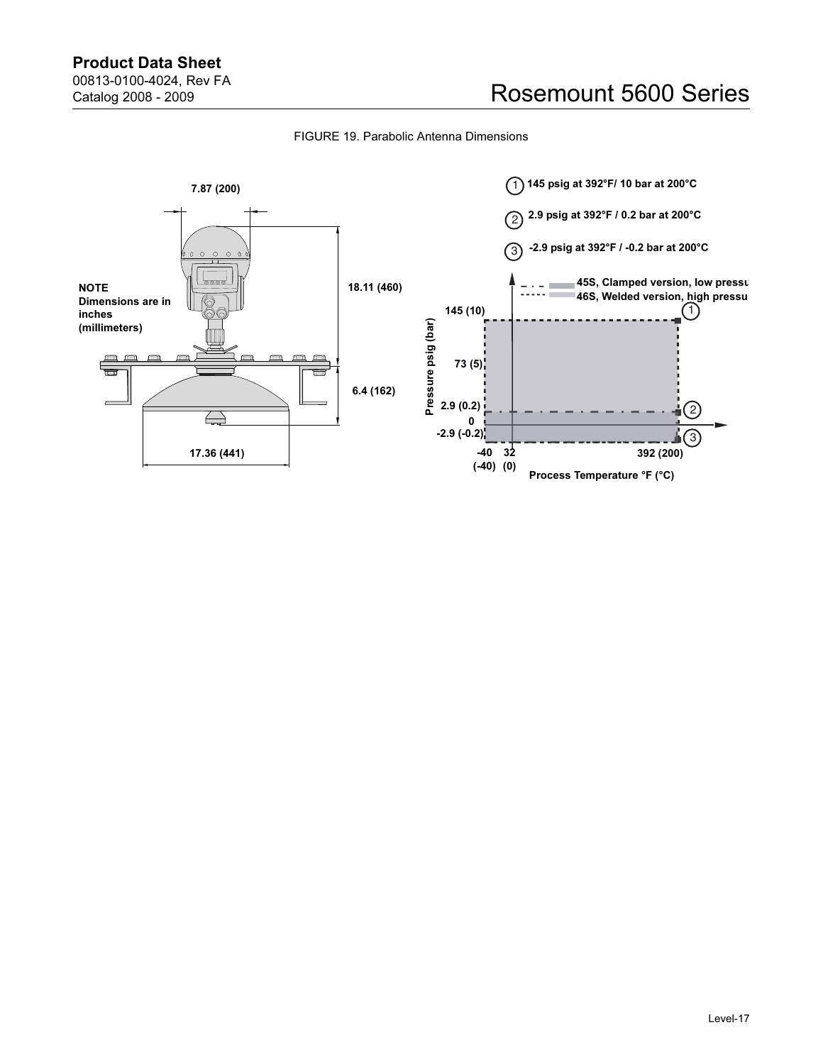FIGURE 19. Parabolic Antenna Dimensions

7.87 (200)

18.11 (460)

6.4 (162)

17.36 (441)

NOTE
Dimensions are in inches (millimeters)

1 145 psig at 392°F/ 10 bar at 200°C

2 2.9 psig at 392°F / 0.2 bar at 200°C

3 -2.9 psig at 392°F / -0.2 bar at 200°C

45S, Clamped version, low pressu

46S, Welded version, high pressu

Pressure psig (bar)

145 (10)

73 (5)

2.9 (0.2)

0

-2.9 (-0.2)

-40 (-40)

32 (0)

392 (200)

Process Temperature °F (°C)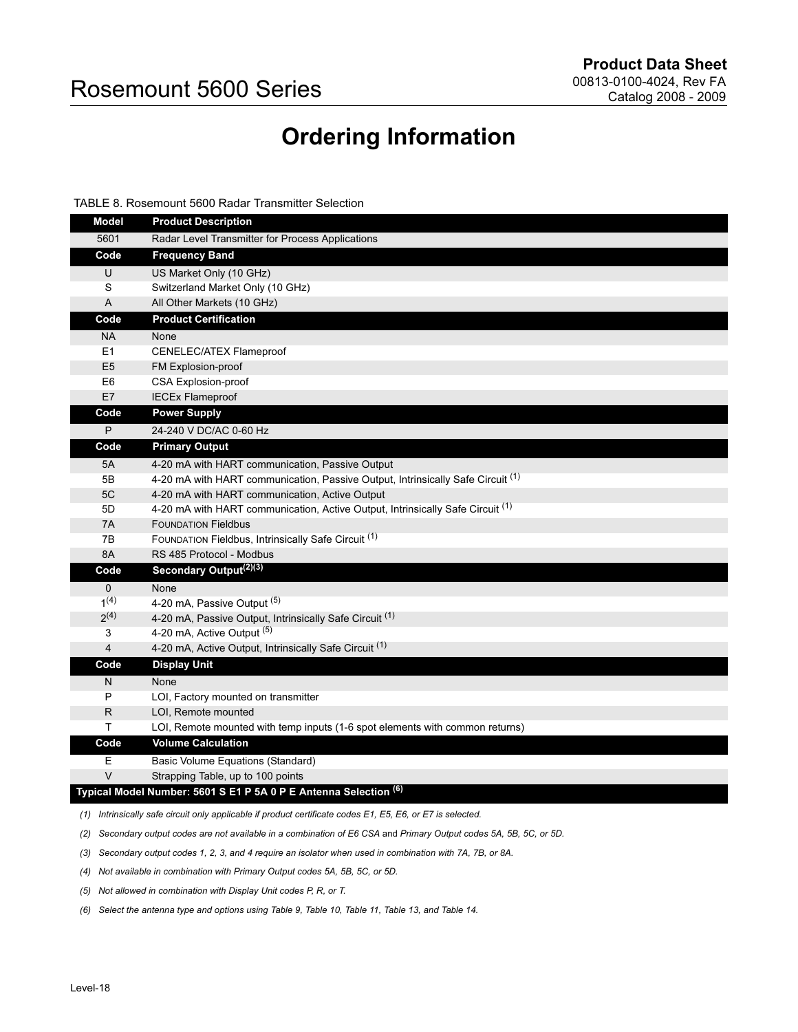# Ordering Information

TABLE 8. Rosemount 5600 Radar Transmitter Selection

| Model | Product Description |
|---|---|
| 5601 | Radar Level Transmitter for Process Applications |
| **Code** | **Frequency Band** |
| U | US Market Only (10 GHz) |
| S | Switzerland Market Only (10 GHz) |
| A | All Other Markets (10 GHz) |
| **Code** | **Product Certification** |
| NA | None |
| E1 | CENELEC/ATEX Flameproof |
| E5 | FM Explosion-proof |
| E6 | CSA Explosion-proof |
| E7 | IECEx Flameproof |
| **Code** | **Power Supply** |
| P | 24-240 V DC/AC 0-60 Hz |
| **Code** | **Primary Output** |
| 5A | 4-20 mA with HART communication, Passive Output |
| 5B | 4-20 mA with HART communication, Passive Output, Intrinsically Safe Circuit (1) |
| 5C | 4-20 mA with HART communication, Active Output |
| 5D | 4-20 mA with HART communication, Active Output, Intrinsically Safe Circuit (1) |
| 7A | FOUNDATION Fieldbus |
| 7B | FOUNDATION Fieldbus, Intrinsically Safe Circuit (1) |
| 8A | RS 485 Protocol - Modbus |
| **Code** | **Secondary Output(2)(3)** |
| 0 | None |
| 1(4) | 4-20 mA, Passive Output (5) |
| 2(4) | 4-20 mA, Passive Output, Intrinsically Safe Circuit (1) |
| 3 | 4-20 mA, Active Output (5) |
| 4 | 4-20 mA, Active Output, Intrinsically Safe Circuit (1) |
| **Code** | **Display Unit** |
| N | None |
| P | LOI, Factory mounted on transmitter |
| R | LOI, Remote mounted |
| T | LOI, Remote mounted with temp inputs (1-6 spot elements with common returns) |
| **Code** | **Volume Calculation** |
| E | Basic Volume Equations (Standard) |
| V | Strapping Table, up to 100 points |
| **Typical Model Number: 5601 S E1 P 5A 0 P E Antenna Selection (6)** | |

*(1) Intrinsically safe circuit only applicable if product certificate codes E1, E5, E6, or E7 is selected.*

*(2) Secondary output codes are not available in a combination of E6 CSA and Primary Output codes 5A, 5B, 5C, or 5D.*

*(3) Secondary output codes 1, 2, 3, and 4 require an isolator when used in combination with 7A, 7B, or 8A.*

*(4) Not available in combination with Primary Output codes 5A, 5B, 5C, or 5D.*

*(5) Not allowed in combination with Display Unit codes P, R, or T.*

*(6) Select the antenna type and options using Table 9, Table 10, Table 11, Table 13, and Table 14.*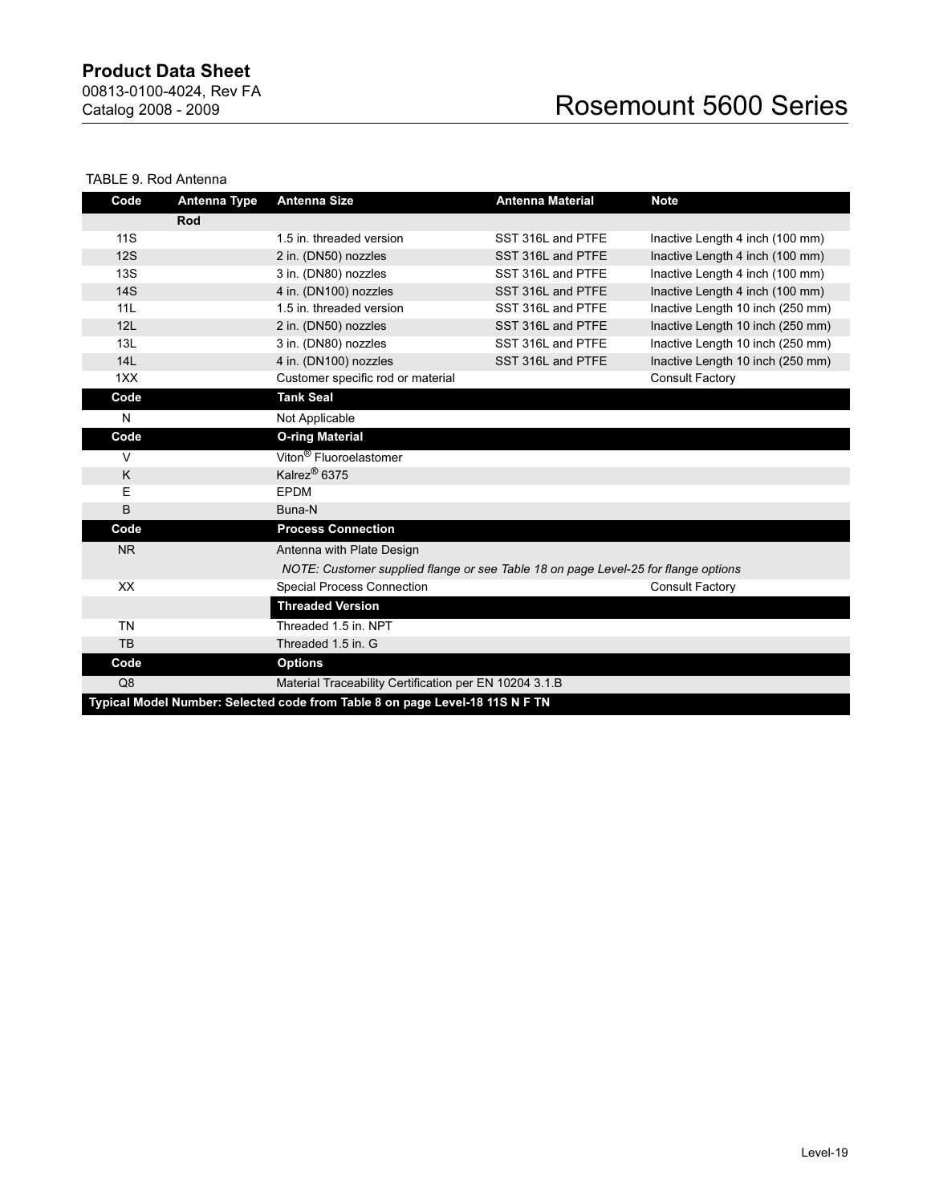TABLE 9. Rod Antenna

| Code | Antenna Type | Antenna Size | Antenna Material | Note |
|---|---|---|---|---|
| | **Rod** | | | |
| 11S | | 1.5 in. threaded version | SST 316L and PTFE | Inactive Length 4 inch (100 mm) |
| 12S | | 2 in. (DN50) nozzles | SST 316L and PTFE | Inactive Length 4 inch (100 mm) |
| 13S | | 3 in. (DN80) nozzles | SST 316L and PTFE | Inactive Length 4 inch (100 mm) |
| 14S | | 4 in. (DN100) nozzles | SST 316L and PTFE | Inactive Length 4 inch (100 mm) |
| 11L | | 1.5 in. threaded version | SST 316L and PTFE | Inactive Length 10 inch (250 mm) |
| 12L | | 2 in. (DN50) nozzles | SST 316L and PTFE | Inactive Length 10 inch (250 mm) |
| 13L | | 3 in. (DN80) nozzles | SST 316L and PTFE | Inactive Length 10 inch (250 mm) |
| 14L | | 4 in. (DN100) nozzles | SST 316L and PTFE | Inactive Length 10 inch (250 mm) |
| 1XX | | Customer specific rod or material | | Consult Factory |
| **Code** | | **Tank Seal** | | |
| N | | Not Applicable | | |
| **Code** | | **O-ring Material** | | |
| V | | Viton® Fluoroelastomer | | |
| K | | Kalrez® 6375 | | |
| E | | EPDM | | |
| B | | Buna-N | | |
| **Code** | | **Process Connection** | | |
| NR | | Antenna with Plate Design | | |
| | | *NOTE: Customer supplied flange or see Table 18 on page Level-25 for flange options* | | |
| XX | | Special Process Connection | | Consult Factory |
| | | **Threaded Version** | | |
| TN | | Threaded 1.5 in. NPT | | |
| TB | | Threaded 1.5 in. G | | |
| **Code** | | **Options** | | |
| Q8 | | Material Traceability Certification per EN 10204 3.1.B | | |

**Typical Model Number: Selected code from Table 8 on page Level-18 11S N F TN**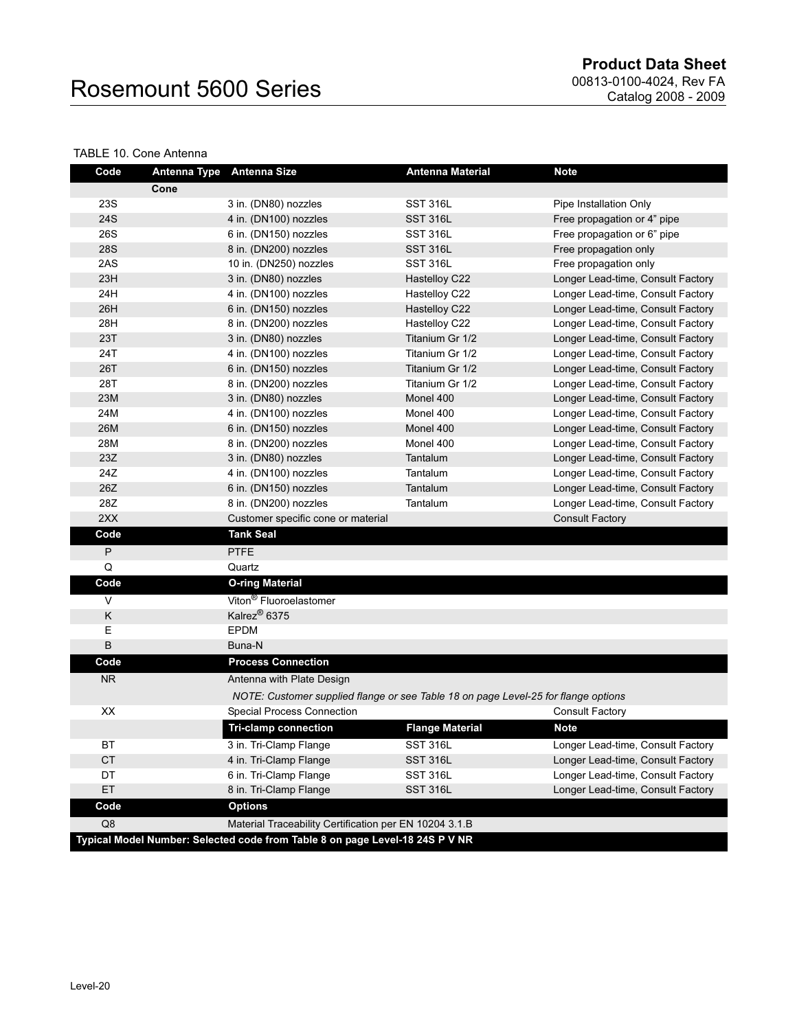TABLE 10. Cone Antenna

| Code | Antenna Type | Antenna Size | Antenna Material | Note |
|---|---|---|---|---|
| | **Cone** | | | |
| 23S | | 3 in. (DN80) nozzles | SST 316L | Pipe Installation Only |
| 24S | | 4 in. (DN100) nozzles | SST 316L | Free propagation or 4" pipe |
| 26S | | 6 in. (DN150) nozzles | SST 316L | Free propagation or 6" pipe |
| 28S | | 8 in. (DN200) nozzles | SST 316L | Free propagation only |
| 2AS | | 10 in. (DN250) nozzles | SST 316L | Free propagation only |
| 23H | | 3 in. (DN80) nozzles | Hastelloy C22 | Longer Lead-time, Consult Factory |
| 24H | | 4 in. (DN100) nozzles | Hastelloy C22 | Longer Lead-time, Consult Factory |
| 26H | | 6 in. (DN150) nozzles | Hastelloy C22 | Longer Lead-time, Consult Factory |
| 28H | | 8 in. (DN200) nozzles | Hastelloy C22 | Longer Lead-time, Consult Factory |
| 23T | | 3 in. (DN80) nozzles | Titanium Gr 1/2 | Longer Lead-time, Consult Factory |
| 24T | | 4 in. (DN100) nozzles | Titanium Gr 1/2 | Longer Lead-time, Consult Factory |
| 26T | | 6 in. (DN150) nozzles | Titanium Gr 1/2 | Longer Lead-time, Consult Factory |
| 28T | | 8 in. (DN200) nozzles | Titanium Gr 1/2 | Longer Lead-time, Consult Factory |
| 23M | | 3 in. (DN80) nozzles | Monel 400 | Longer Lead-time, Consult Factory |
| 24M | | 4 in. (DN100) nozzles | Monel 400 | Longer Lead-time, Consult Factory |
| 26M | | 6 in. (DN150) nozzles | Monel 400 | Longer Lead-time, Consult Factory |
| 28M | | 8 in. (DN200) nozzles | Monel 400 | Longer Lead-time, Consult Factory |
| 23Z | | 3 in. (DN80) nozzles | Tantalum | Longer Lead-time, Consult Factory |
| 24Z | | 4 in. (DN100) nozzles | Tantalum | Longer Lead-time, Consult Factory |
| 26Z | | 6 in. (DN150) nozzles | Tantalum | Longer Lead-time, Consult Factory |
| 28Z | | 8 in. (DN200) nozzles | Tantalum | Longer Lead-time, Consult Factory |
| 2XX | | Customer specific cone or material | | Consult Factory |
| **Code** | | **Tank Seal** | | |
| P | | PTFE | | |
| Q | | Quartz | | |
| **Code** | | **O-ring Material** | | |
| V | | Viton® Fluoroelastomer | | |
| K | | Kalrez® 6375 | | |
| E | | EPDM | | |
| B | | Buna-N | | |
| **Code** | | **Process Connection** | | |
| NR | | Antenna with Plate Design | | |
| | | *NOTE: Customer supplied flange or see Table 18 on page Level-25 for flange options* | | |
| XX | | Special Process Connection | | Consult Factory |
| | | **Tri-clamp connection** | **Flange Material** | **Note** |
| BT | | 3 in. Tri-Clamp Flange | SST 316L | Longer Lead-time, Consult Factory |
| CT | | 4 in. Tri-Clamp Flange | SST 316L | Longer Lead-time, Consult Factory |
| DT | | 6 in. Tri-Clamp Flange | SST 316L | Longer Lead-time, Consult Factory |
| ET | | 8 in. Tri-Clamp Flange | SST 316L | Longer Lead-time, Consult Factory |
| **Code** | | **Options** | | |
| Q8 | | Material Traceability Certification per EN 10204 3.1.B | | |
| **Typical Model Number: Selected code from Table 8 on page Level-18 24S P V NR** | | | | |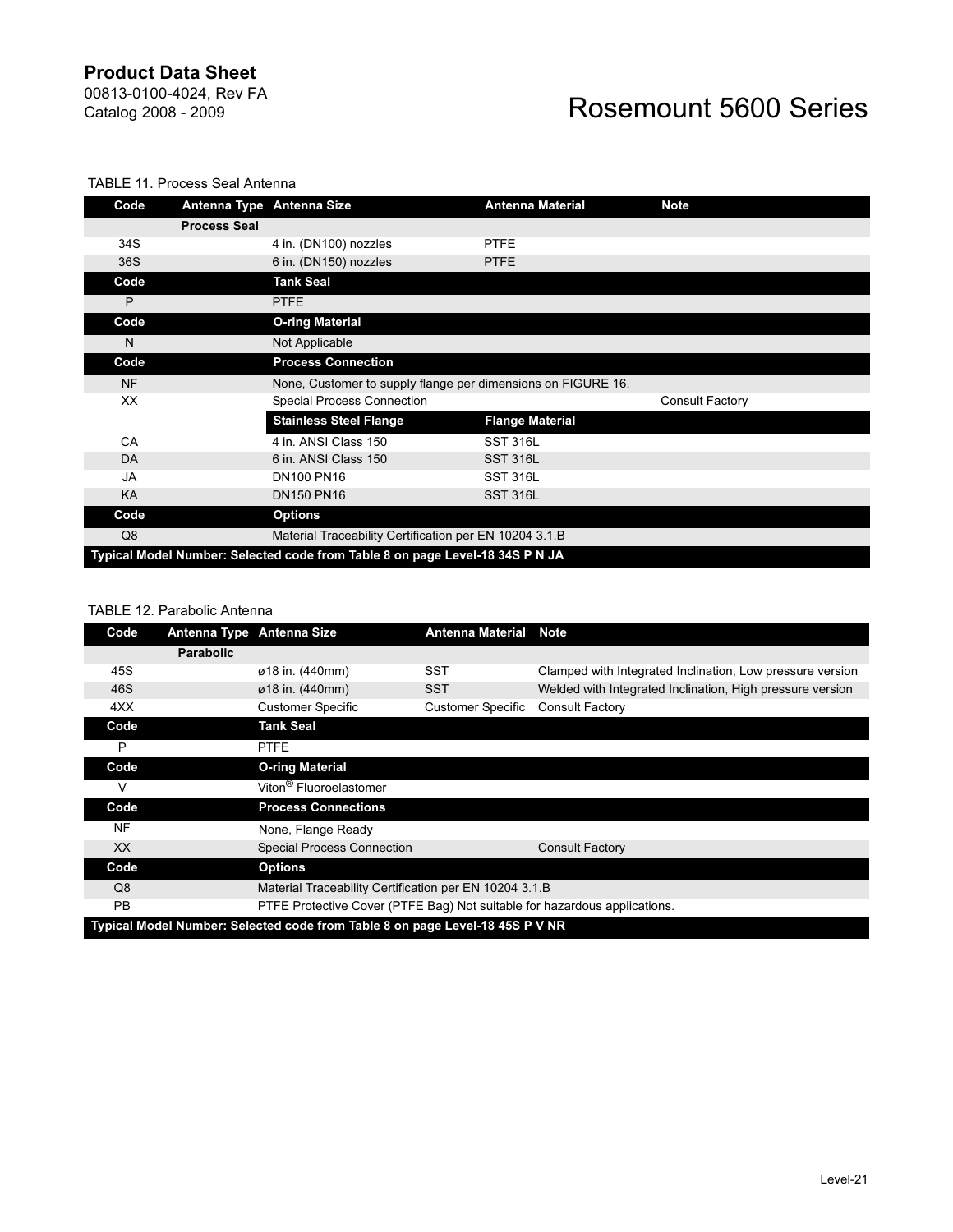TABLE 11. Process Seal Antenna

| Code | Antenna Type | Antenna Size | Antenna Material | Note |
|---|---|---|---|---|
| | **Process Seal** | | | |
| 34S | | 4 in. (DN100) nozzles | PTFE | |
| 36S | | 6 in. (DN150) nozzles | PTFE | |
| **Code** | | **Tank Seal** | | |
| P | | PTFE | | |
| **Code** | | **O-ring Material** | | |
| N | | Not Applicable | | |
| **Code** | | **Process Connection** | | |
| NF | | None, Customer to supply flange per dimensions on FIGURE 16. | | |
| XX | | Special Process Connection | | Consult Factory |
| | | **Stainless Steel Flange** | **Flange Material** | |
| CA | | 4 in. ANSI Class 150 | SST 316L | |
| DA | | 6 in. ANSI Class 150 | SST 316L | |
| JA | | DN100 PN16 | SST 316L | |
| KA | | DN150 PN16 | SST 316L | |
| **Code** | | **Options** | | |
| Q8 | | Material Traceability Certification per EN 10204 3.1.B | | |
| **Typical Model Number: Selected code from Table 8 on page Level-18 34S P N JA** | | | | |

TABLE 12. Parabolic Antenna

| Code | Antenna Type | Antenna Size | Antenna Material | Note |
|---|---|---|---|---|
| | **Parabolic** | | | |
| 45S | | ø18 in. (440mm) | SST | Clamped with Integrated Inclination, Low pressure version |
| 46S | | ø18 in. (440mm) | SST | Welded with Integrated Inclination, High pressure version |
| 4XX | | Customer Specific | Customer Specific | Consult Factory |
| **Code** | | **Tank Seal** | | |
| P | | PTFE | | |
| **Code** | | **O-ring Material** | | |
| V | | Viton® Fluoroelastomer | | |
| **Code** | | **Process Connections** | | |
| NF | | None, Flange Ready | | |
| XX | | Special Process Connection | | Consult Factory |
| **Code** | | **Options** | | |
| Q8 | | Material Traceability Certification per EN 10204 3.1.B | | |
| PB | | PTFE Protective Cover (PTFE Bag) Not suitable for hazardous applications. | | |
| **Typical Model Number: Selected code from Table 8 on page Level-18 45S P V NR** | | | | |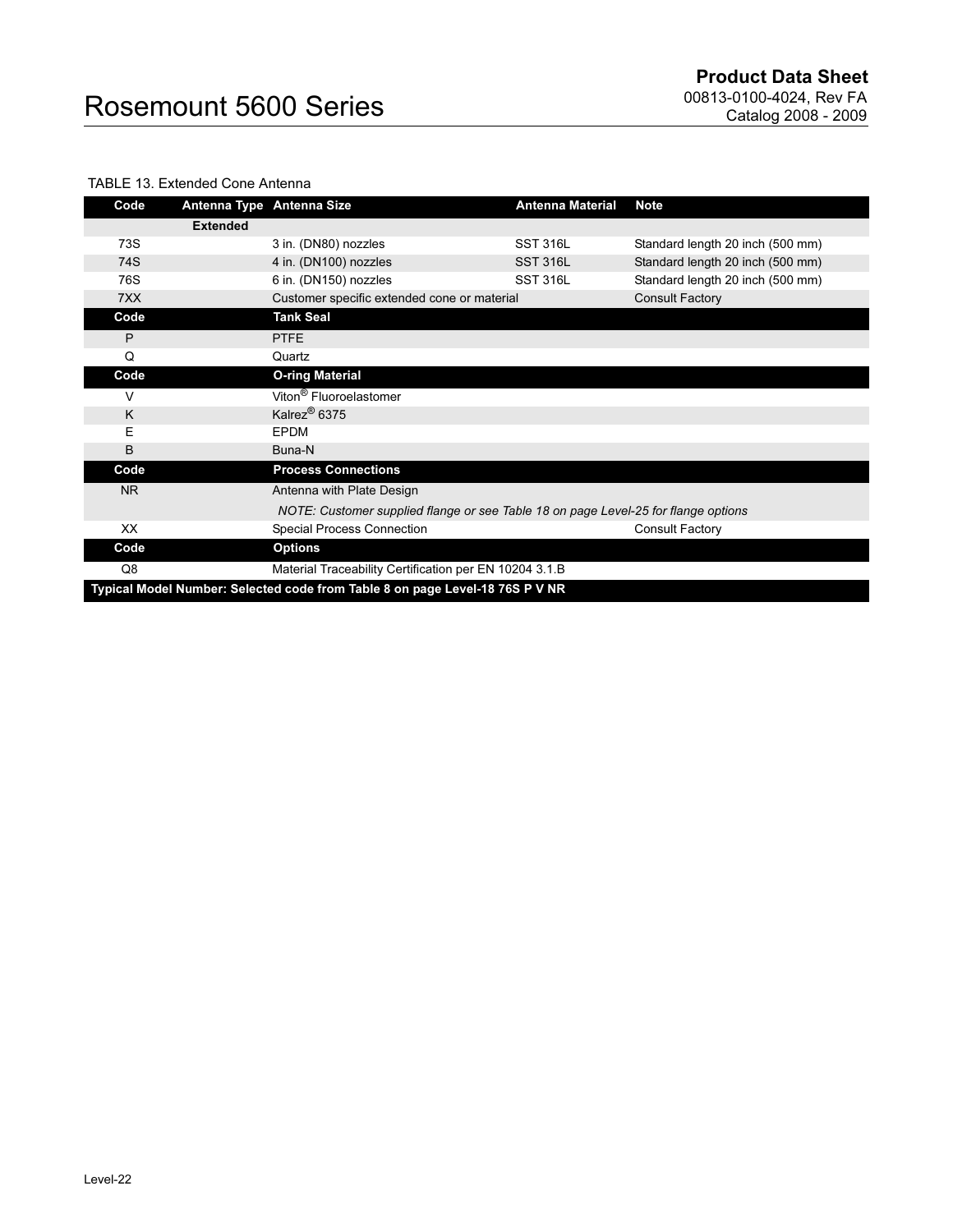TABLE 13. Extended Cone Antenna

| Code | Antenna Type | Antenna Size | Antenna Material | Note |
|---|---|---|---|---|
| | **Extended** | | | |
| 73S | | 3 in. (DN80) nozzles | SST 316L | Standard length 20 inch (500 mm) |
| 74S | | 4 in. (DN100) nozzles | SST 316L | Standard length 20 inch (500 mm) |
| 76S | | 6 in. (DN150) nozzles | SST 316L | Standard length 20 inch (500 mm) |
| 7XX | | Customer specific extended cone or material | | Consult Factory |
| **Code** | | **Tank Seal** | | |
| P | | PTFE | | |
| Q | | Quartz | | |
| **Code** | | **O-ring Material** | | |
| V | | Viton® Fluoroelastomer | | |
| K | | Kalrez® 6375 | | |
| E | | EPDM | | |
| B | | Buna-N | | |
| **Code** | | **Process Connections** | | |
| NR | | Antenna with Plate Design | | |
| | | *NOTE: Customer supplied flange or see Table 18 on page Level-25 for flange options* | | |
| XX | | Special Process Connection | | Consult Factory |
| **Code** | | **Options** | | |
| Q8 | | Material Traceability Certification per EN 10204 3.1.B | | |
| **Typical Model Number: Selected code from Table 8 on page Level-18 76S P V NR** | | | | |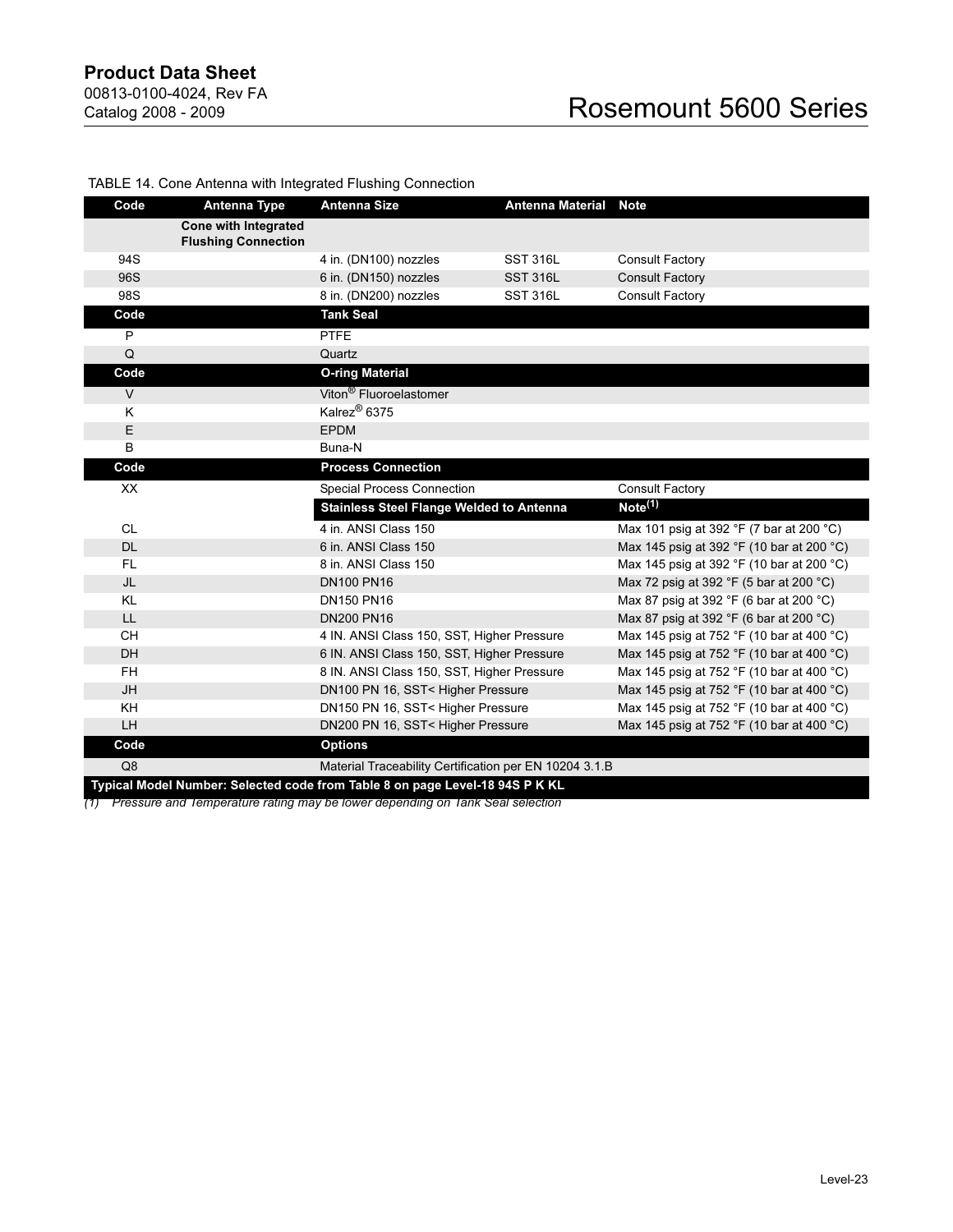TABLE 14. Cone Antenna with Integrated Flushing Connection

| Code | Antenna Type | Antenna Size | Antenna Material | Note |
|---|---|---|---|---|
| | **Cone with Integrated Flushing Connection** | | | |
| 94S | | 4 in. (DN100) nozzles | SST 316L | Consult Factory |
| 96S | | 6 in. (DN150) nozzles | SST 316L | Consult Factory |
| 98S | | 8 in. (DN200) nozzles | SST 316L | Consult Factory |
| **Code** | | **Tank Seal** | | |
| P | | PTFE | | |
| Q | | Quartz | | |
| **Code** | | **O-ring Material** | | |
| V | | Viton® Fluoroelastomer | | |
| K | | Kalrez® 6375 | | |
| E | | EPDM | | |
| B | | Buna-N | | |
| **Code** | | **Process Connection** | | |
| XX | | Special Process Connection | | Consult Factory |
| | | **Stainless Steel Flange Welded to Antenna** | | **Note(1)** |
| CL | | 4 in. ANSI Class 150 | | Max 101 psig at 392 °F (7 bar at 200 °C) |
| DL | | 6 in. ANSI Class 150 | | Max 145 psig at 392 °F (10 bar at 200 °C) |
| FL | | 8 in. ANSI Class 150 | | Max 145 psig at 392 °F (10 bar at 200 °C) |
| JL | | DN100 PN16 | | Max 72 psig at 392 °F (5 bar at 200 °C) |
| KL | | DN150 PN16 | | Max 87 psig at 392 °F (6 bar at 200 °C) |
| LL | | DN200 PN16 | | Max 87 psig at 392 °F (6 bar at 200 °C) |
| CH | | 4 IN. ANSI Class 150, SST, Higher Pressure | | Max 145 psig at 752 °F (10 bar at 400 °C) |
| DH | | 6 IN. ANSI Class 150, SST, Higher Pressure | | Max 145 psig at 752 °F (10 bar at 400 °C) |
| FH | | 8 IN. ANSI Class 150, SST, Higher Pressure | | Max 145 psig at 752 °F (10 bar at 400 °C) |
| JH | | DN100 PN 16, SST< Higher Pressure | | Max 145 psig at 752 °F (10 bar at 400 °C) |
| KH | | DN150 PN 16, SST< Higher Pressure | | Max 145 psig at 752 °F (10 bar at 400 °C) |
| LH | | DN200 PN 16, SST< Higher Pressure | | Max 145 psig at 752 °F (10 bar at 400 °C) |
| **Code** | | **Options** | | |
| Q8 | | Material Traceability Certification per EN 10204 3.1.B | | |

**Typical Model Number: Selected code from Table 8 on page Level-18 94S P K KL**

*(1) Pressure and Temperature rating may be lower depending on Tank Seal selection*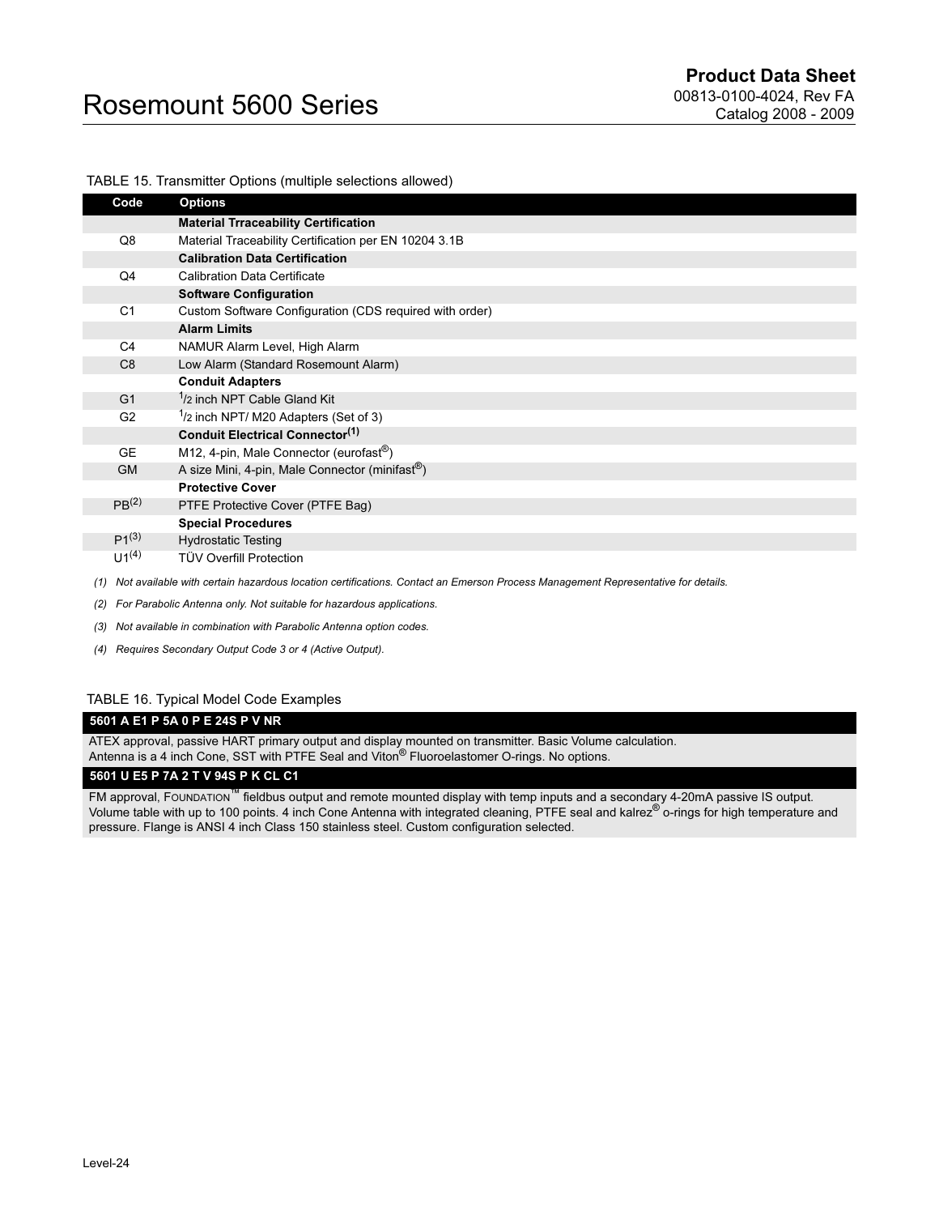TABLE 15. Transmitter Options (multiple selections allowed)

| Code | Options |
|---|---|
| | **Material Trraceability Certification** |
| Q8 | Material Traceability Certification per EN 10204 3.1B |
| | **Calibration Data Certification** |
| Q4 | Calibration Data Certificate |
| | **Software Configuration** |
| C1 | Custom Software Configuration (CDS required with order) |
| | **Alarm Limits** |
| C4 | NAMUR Alarm Level, High Alarm |
| C8 | Low Alarm (Standard Rosemount Alarm) |
| | **Conduit Adapters** |
| G1 | 1/2 inch NPT Cable Gland Kit |
| G2 | 1/2 inch NPT/ M20 Adapters (Set of 3) |
| | **Conduit Electrical Connector(1)** |
| GE | M12, 4-pin, Male Connector (eurofast®) |
| GM | A size Mini, 4-pin, Male Connector (minifast®) |
| | **Protective Cover** |
| PB(2) | PTFE Protective Cover (PTFE Bag) |
| | **Special Procedures** |
| P1(3) | Hydrostatic Testing |
| U1(4) | TÜV Overfill Protection |

*(1) Not available with certain hazardous location certifications. Contact an Emerson Process Management Representative for details.*

*(2) For Parabolic Antenna only. Not suitable for hazardous applications.*

*(3) Not available in combination with Parabolic Antenna option codes.*

*(4) Requires Secondary Output Code 3 or 4 (Active Output).*

TABLE 16. Typical Model Code Examples

| |
|---|
| **5601 A E1 P 5A 0 P E 24S P V NR** |
| ATEX approval, passive HART primary output and display mounted on transmitter. Basic Volume calculation. Antenna is a 4 inch Cone, SST with PTFE Seal and Viton® Fluoroelastomer O-rings. No options. |
| **5601 U E5 P 7A 2 T V 94S P K CL C1** |
| FM approval, FOUNDATION™ fieldbus output and remote mounted display with temp inputs and a secondary 4-20mA passive IS output. Volume table with up to 100 points. 4 inch Cone Antenna with integrated cleaning, PTFE seal and kalrez® o-rings for high temperature and pressure. Flange is ANSI 4 inch Class 150 stainless steel. Custom configuration selected. |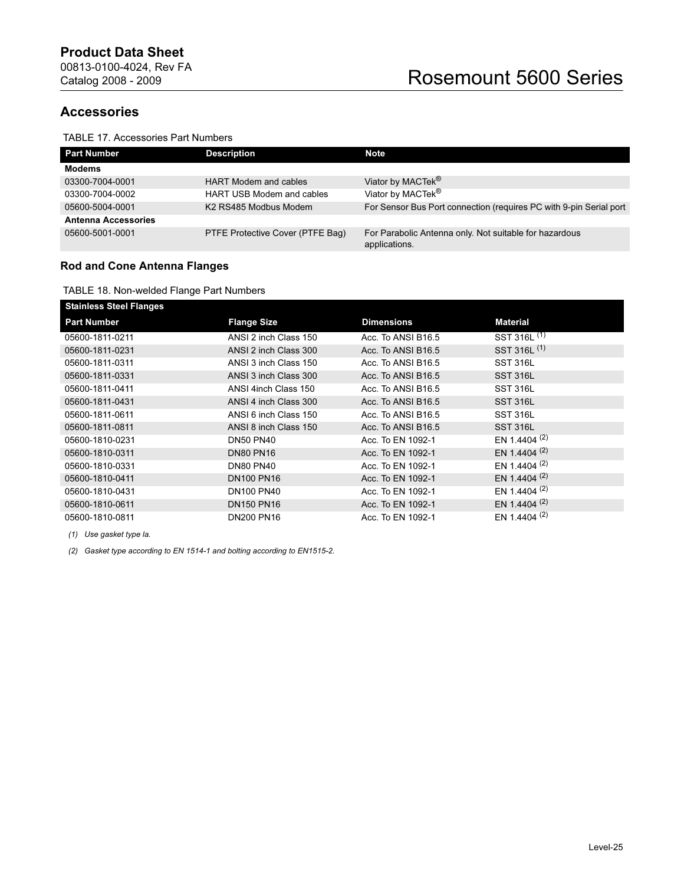## Accessories

TABLE 17. Accessories Part Numbers

| Part Number | Description | Note |
|---|---|---|
| **Modems** | | |
| 03300-7004-0001 | HART Modem and cables | Viator by MACTek® |
| 03300-7004-0002 | HART USB Modem and cables | Viator by MACTek® |
| 05600-5004-0001 | K2 RS485 Modbus Modem | For Sensor Bus Port connection (requires PC with 9-pin Serial port |
| **Antenna Accessories** | | |
| 05600-5001-0001 | PTFE Protective Cover (PTFE Bag) | For Parabolic Antenna only. Not suitable for hazardous applications. |

### Rod and Cone Antenna Flanges

TABLE 18. Non-welded Flange Part Numbers

| Stainless Steel Flanges | | | |
|---|---|---|---|
| **Part Number** | **Flange Size** | **Dimensions** | **Material** |
| 05600-1811-0211 | ANSI 2 inch Class 150 | Acc. To ANSI B16.5 | SST 316L (1) |
| 05600-1811-0231 | ANSI 2 inch Class 300 | Acc. To ANSI B16.5 | SST 316L (1) |
| 05600-1811-0311 | ANSI 3 inch Class 150 | Acc. To ANSI B16.5 | SST 316L |
| 05600-1811-0331 | ANSI 3 inch Class 300 | Acc. To ANSI B16.5 | SST 316L |
| 05600-1811-0411 | ANSI 4inch Class 150 | Acc. To ANSI B16.5 | SST 316L |
| 05600-1811-0431 | ANSI 4 inch Class 300 | Acc. To ANSI B16.5 | SST 316L |
| 05600-1811-0611 | ANSI 6 inch Class 150 | Acc. To ANSI B16.5 | SST 316L |
| 05600-1811-0811 | ANSI 8 inch Class 150 | Acc. To ANSI B16.5 | SST 316L |
| 05600-1810-0231 | DN50 PN40 | Acc. To EN 1092-1 | EN 1.4404 (2) |
| 05600-1810-0311 | DN80 PN16 | Acc. To EN 1092-1 | EN 1.4404 (2) |
| 05600-1810-0331 | DN80 PN40 | Acc. To EN 1092-1 | EN 1.4404 (2) |
| 05600-1810-0411 | DN100 PN16 | Acc. To EN 1092-1 | EN 1.4404 (2) |
| 05600-1810-0431 | DN100 PN40 | Acc. To EN 1092-1 | EN 1.4404 (2) |
| 05600-1810-0611 | DN150 PN16 | Acc. To EN 1092-1 | EN 1.4404 (2) |
| 05600-1810-0811 | DN200 PN16 | Acc. To EN 1092-1 | EN 1.4404 (2) |

*(1) Use gasket type Ia.*

*(2) Gasket type according to EN 1514-1 and bolting according to EN1515-2.*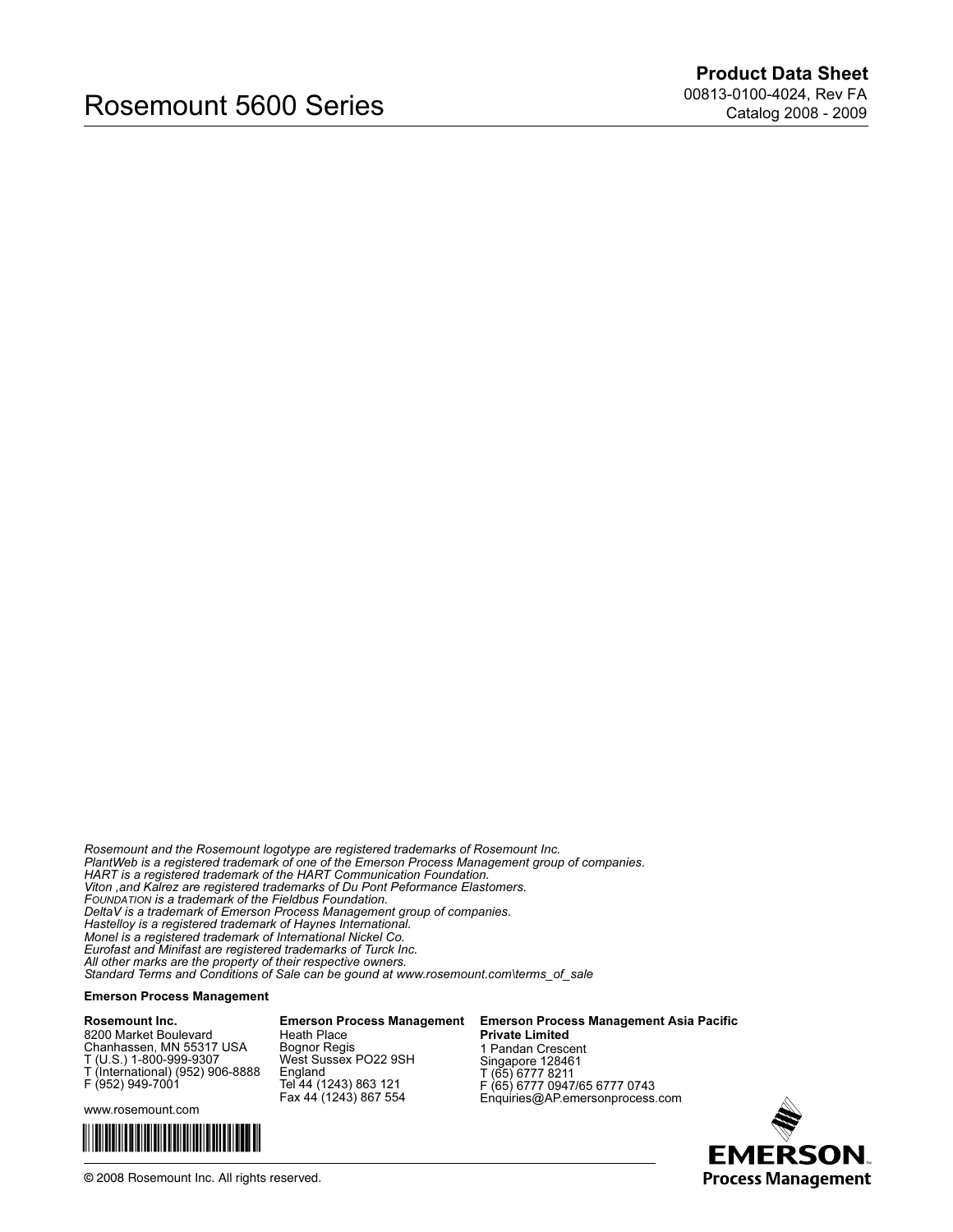*Rosemount and the Rosemount logotype are registered trademarks of Rosemount Inc.*
*PlantWeb is a registered trademark of one of the Emerson Process Management group of companies.*
*HART is a registered trademark of the HART Communication Foundation.*
*Viton ,and Kalrez are registered trademarks of Du Pont Peformance Elastomers.*
*FOUNDATION is a trademark of the Fieldbus Foundation.*
*DeltaV is a trademark of Emerson Process Management group of companies.*
*Hastelloy is a registered trademark of Haynes International.*
*Monel is a registered trademark of International Nickel Co.*
*Eurofast and Minifast are registered trademarks of Turck Inc.*
*All other marks are the property of their respective owners.*
*Standard Terms and Conditions of Sale can be gound at www.rosemount.com\terms_of_sale*

**Emerson Process Management**

**Rosemount Inc.**
8200 Market Boulevard
Chanhassen, MN 55317 USA
T (U.S.) 1-800-999-9307
T (International) (952) 906-8888
F (952) 949-7001

www.rosemount.com

**Emerson Process Management**
Heath Place
Bognor Regis
West Sussex PO22 9SH
England
Tel 44 (1243) 863 121
Fax 44 (1243) 867 554

**Emerson Process Management Asia Pacific Private Limited**
1 Pandan Crescent
Singapore 128461
T (65) 6777 8211
F (65) 6777 0947/65 6777 0743
Enquiries@AP.emersonprocess.com

© 2008 Rosemount Inc. All rights reserved.

EMERSON. Process Management